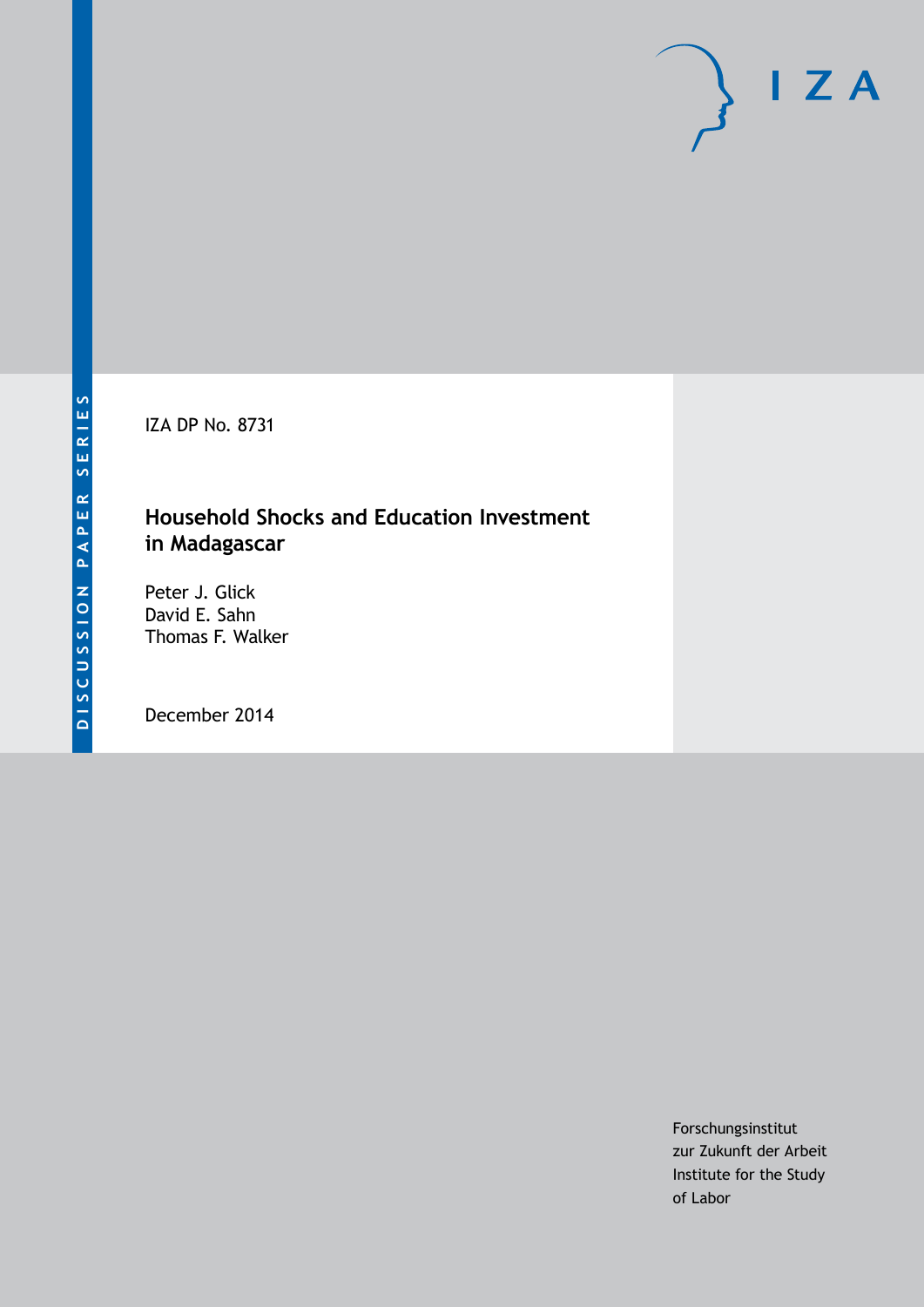DISCUSSION PAPER SERIES

IZA DP No. 8731

# Household Shocks and Education Investment in Madagascar

Peter J. Glick
David E. Sahn
Thomas F. Walker

December 2014

Forschungsinstitut
zur Zukunft der Arbeit
Institute for the Study
of Labor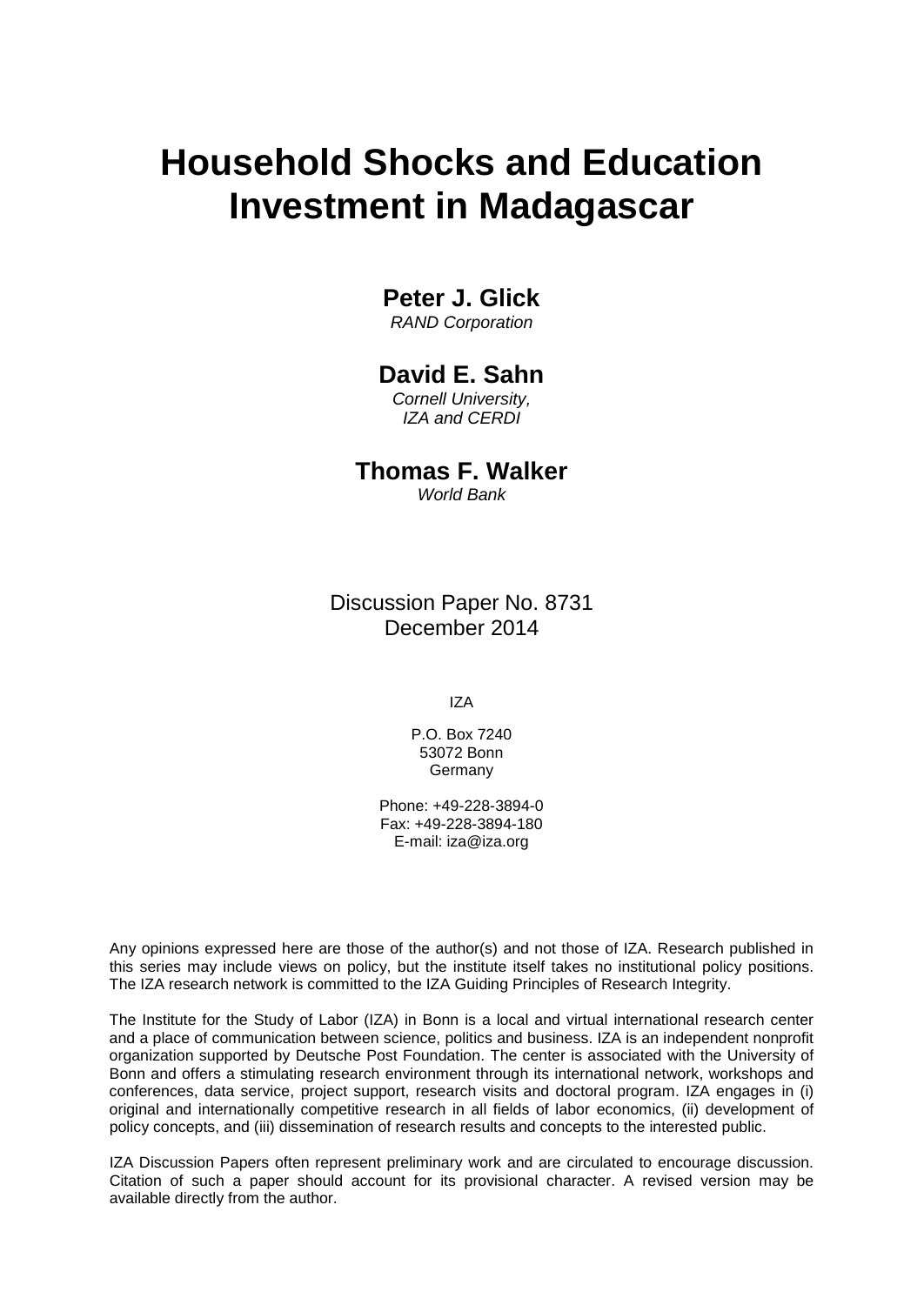# Household Shocks and Education Investment in Madagascar

**Peter J. Glick**
*RAND Corporation*

**David E. Sahn**
*Cornell University,*
*IZA and CERDI*

**Thomas F. Walker**
*World Bank*

Discussion Paper No. 8731
December 2014

IZA

P.O. Box 7240
53072 Bonn
Germany

Phone: +49-228-3894-0
Fax: +49-228-3894-180
E-mail: iza@iza.org

Any opinions expressed here are those of the author(s) and not those of IZA. Research published in this series may include views on policy, but the institute itself takes no institutional policy positions. The IZA research network is committed to the IZA Guiding Principles of Research Integrity.

The Institute for the Study of Labor (IZA) in Bonn is a local and virtual international research center and a place of communication between science, politics and business. IZA is an independent nonprofit organization supported by Deutsche Post Foundation. The center is associated with the University of Bonn and offers a stimulating research environment through its international network, workshops and conferences, data service, project support, research visits and doctoral program. IZA engages in (i) original and internationally competitive research in all fields of labor economics, (ii) development of policy concepts, and (iii) dissemination of research results and concepts to the interested public.

IZA Discussion Papers often represent preliminary work and are circulated to encourage discussion. Citation of such a paper should account for its provisional character. A revised version may be available directly from the author.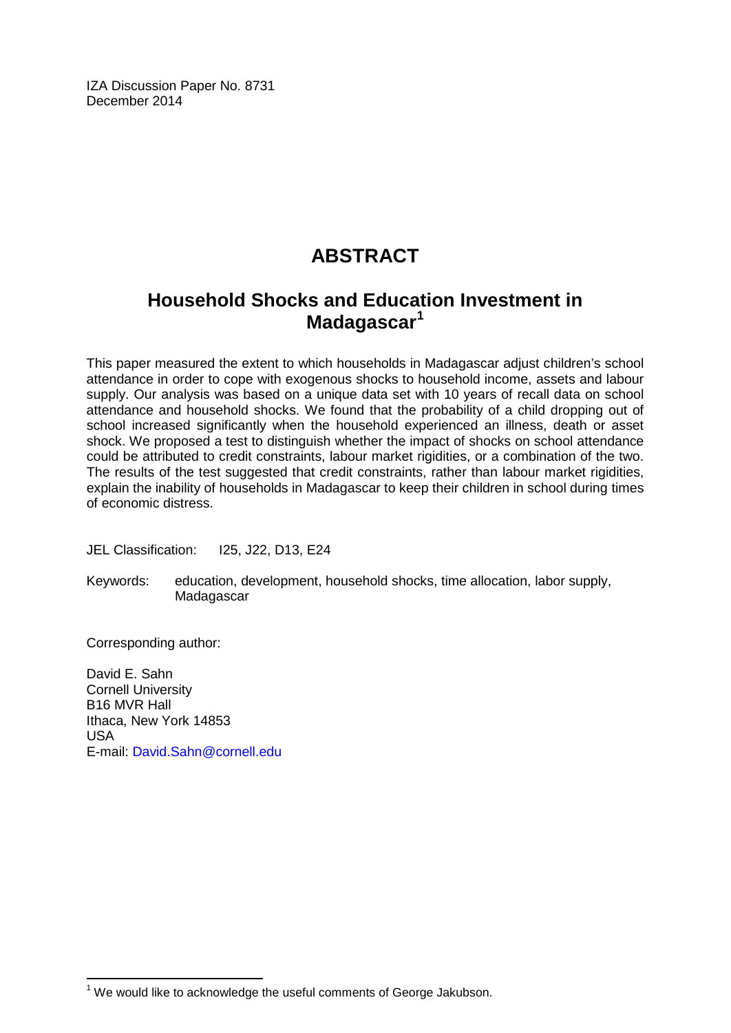IZA Discussion Paper No. 8731
December 2014

# ABSTRACT

## Household Shocks and Education Investment in Madagascar[1]

This paper measured the extent to which households in Madagascar adjust children's school attendance in order to cope with exogenous shocks to household income, assets and labour supply. Our analysis was based on a unique data set with 10 years of recall data on school attendance and household shocks. We found that the probability of a child dropping out of school increased significantly when the household experienced an illness, death or asset shock. We proposed a test to distinguish whether the impact of shocks on school attendance could be attributed to credit constraints, labour market rigidities, or a combination of the two. The results of the test suggested that credit constraints, rather than labour market rigidities, explain the inability of households in Madagascar to keep their children in school during times of economic distress.

JEL Classification: I25, J22, D13, E24

Keywords: education, development, household shocks, time allocation, labor supply, Madagascar

Corresponding author:

David E. Sahn
Cornell University
B16 MVR Hall
Ithaca, New York 14853
USA
E-mail: David.Sahn@cornell.edu

[1] We would like to acknowledge the useful comments of George Jakubson.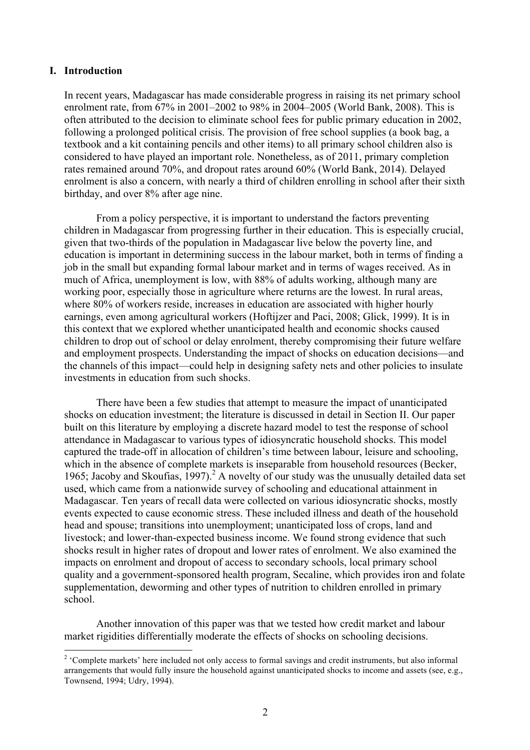## I. Introduction

In recent years, Madagascar has made considerable progress in raising its net primary school enrolment rate, from 67% in 2001–2002 to 98% in 2004–2005 (World Bank, 2008). This is often attributed to the decision to eliminate school fees for public primary education in 2002, following a prolonged political crisis. The provision of free school supplies (a book bag, a textbook and a kit containing pencils and other items) to all primary school children also is considered to have played an important role. Nonetheless, as of 2011, primary completion rates remained around 70%, and dropout rates around 60% (World Bank, 2014). Delayed enrolment is also a concern, with nearly a third of children enrolling in school after their sixth birthday, and over 8% after age nine.

From a policy perspective, it is important to understand the factors preventing children in Madagascar from progressing further in their education. This is especially crucial, given that two-thirds of the population in Madagascar live below the poverty line, and education is important in determining success in the labour market, both in terms of finding a job in the small but expanding formal labour market and in terms of wages received. As in much of Africa, unemployment is low, with 88% of adults working, although many are working poor, especially those in agriculture where returns are the lowest. In rural areas, where 80% of workers reside, increases in education are associated with higher hourly earnings, even among agricultural workers (Hoftijzer and Paci, 2008; Glick, 1999). It is in this context that we explored whether unanticipated health and economic shocks caused children to drop out of school or delay enrolment, thereby compromising their future welfare and employment prospects. Understanding the impact of shocks on education decisions—and the channels of this impact—could help in designing safety nets and other policies to insulate investments in education from such shocks.

There have been a few studies that attempt to measure the impact of unanticipated shocks on education investment; the literature is discussed in detail in Section II. Our paper built on this literature by employing a discrete hazard model to test the response of school attendance in Madagascar to various types of idiosyncratic household shocks. This model captured the trade-off in allocation of children's time between labour, leisure and schooling, which in the absence of complete markets is inseparable from household resources (Becker, 1965; Jacoby and Skoufias, 1997).[2] A novelty of our study was the unusually detailed data set used, which came from a nationwide survey of schooling and educational attainment in Madagascar. Ten years of recall data were collected on various idiosyncratic shocks, mostly events expected to cause economic stress. These included illness and death of the household head and spouse; transitions into unemployment; unanticipated loss of crops, land and livestock; and lower-than-expected business income. We found strong evidence that such shocks result in higher rates of dropout and lower rates of enrolment. We also examined the impacts on enrolment and dropout of access to secondary schools, local primary school quality and a government-sponsored health program, Secaline, which provides iron and folate supplementation, deworming and other types of nutrition to children enrolled in primary school.

Another innovation of this paper was that we tested how credit market and labour market rigidities differentially moderate the effects of shocks on schooling decisions.

[2] 'Complete markets' here included not only access to formal savings and credit instruments, but also informal arrangements that would fully insure the household against unanticipated shocks to income and assets (see, e.g., Townsend, 1994; Udry, 1994).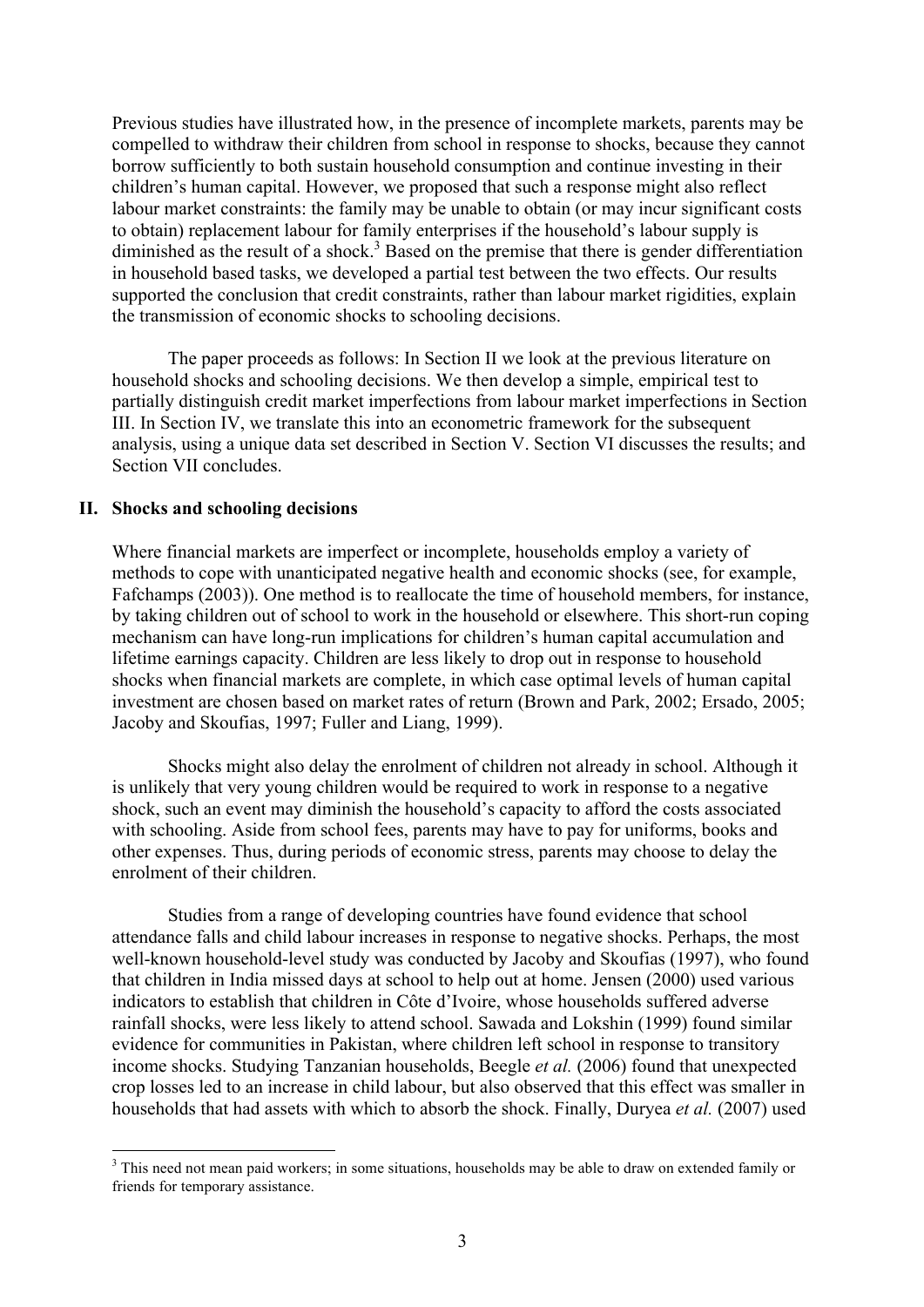Previous studies have illustrated how, in the presence of incomplete markets, parents may be compelled to withdraw their children from school in response to shocks, because they cannot borrow sufficiently to both sustain household consumption and continue investing in their children's human capital. However, we proposed that such a response might also reflect labour market constraints: the family may be unable to obtain (or may incur significant costs to obtain) replacement labour for family enterprises if the household's labour supply is diminished as the result of a shock.[3] Based on the premise that there is gender differentiation in household based tasks, we developed a partial test between the two effects. Our results supported the conclusion that credit constraints, rather than labour market rigidities, explain the transmission of economic shocks to schooling decisions.

The paper proceeds as follows: In Section II we look at the previous literature on household shocks and schooling decisions. We then develop a simple, empirical test to partially distinguish credit market imperfections from labour market imperfections in Section III. In Section IV, we translate this into an econometric framework for the subsequent analysis, using a unique data set described in Section V. Section VI discusses the results; and Section VII concludes.

## II. Shocks and schooling decisions

Where financial markets are imperfect or incomplete, households employ a variety of methods to cope with unanticipated negative health and economic shocks (see, for example, Fafchamps (2003)). One method is to reallocate the time of household members, for instance, by taking children out of school to work in the household or elsewhere. This short-run coping mechanism can have long-run implications for children's human capital accumulation and lifetime earnings capacity. Children are less likely to drop out in response to household shocks when financial markets are complete, in which case optimal levels of human capital investment are chosen based on market rates of return (Brown and Park, 2002; Ersado, 2005; Jacoby and Skoufias, 1997; Fuller and Liang, 1999).

Shocks might also delay the enrolment of children not already in school. Although it is unlikely that very young children would be required to work in response to a negative shock, such an event may diminish the household's capacity to afford the costs associated with schooling. Aside from school fees, parents may have to pay for uniforms, books and other expenses. Thus, during periods of economic stress, parents may choose to delay the enrolment of their children.

Studies from a range of developing countries have found evidence that school attendance falls and child labour increases in response to negative shocks. Perhaps, the most well-known household-level study was conducted by Jacoby and Skoufias (1997), who found that children in India missed days at school to help out at home. Jensen (2000) used various indicators to establish that children in Côte d'Ivoire, whose households suffered adverse rainfall shocks, were less likely to attend school. Sawada and Lokshin (1999) found similar evidence for communities in Pakistan, where children left school in response to transitory income shocks. Studying Tanzanian households, Beegle *et al.* (2006) found that unexpected crop losses led to an increase in child labour, but also observed that this effect was smaller in households that had assets with which to absorb the shock. Finally, Duryea *et al.* (2007) used

---

[3] This need not mean paid workers; in some situations, households may be able to draw on extended family or friends for temporary assistance.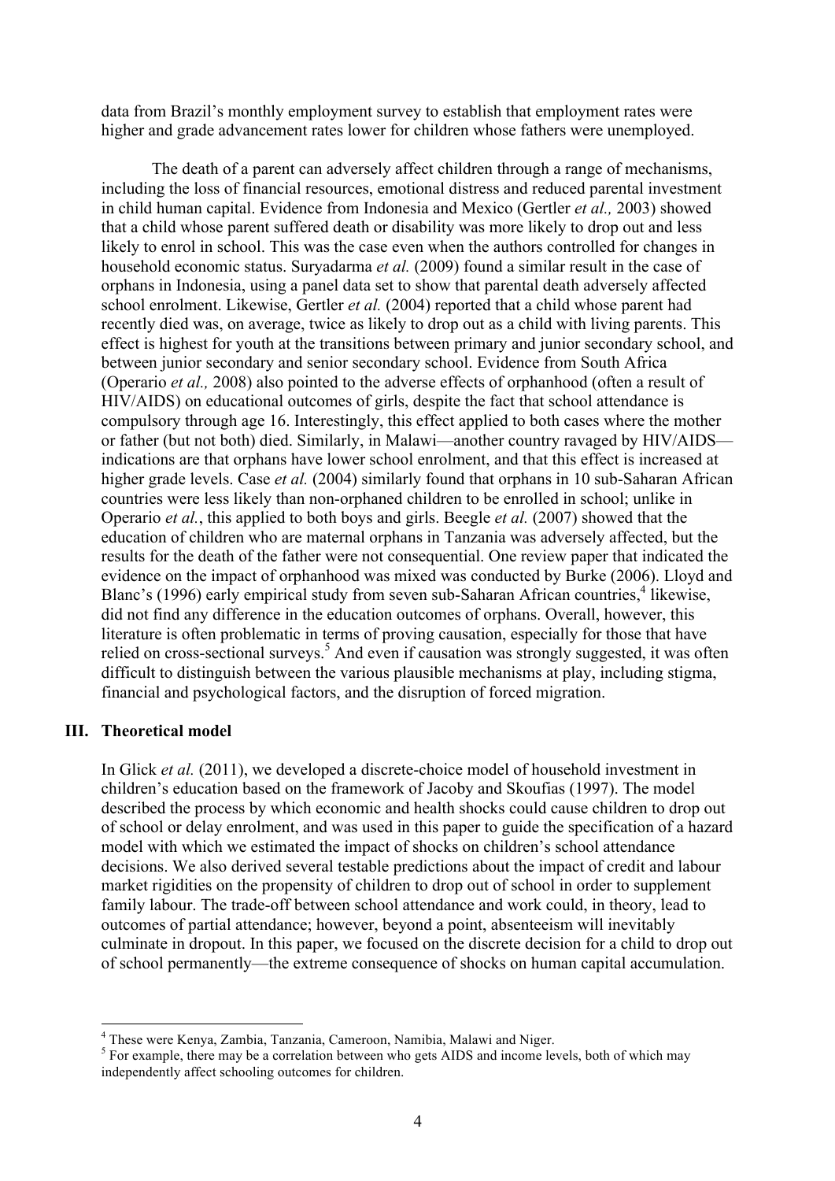data from Brazil's monthly employment survey to establish that employment rates were higher and grade advancement rates lower for children whose fathers were unemployed.

The death of a parent can adversely affect children through a range of mechanisms, including the loss of financial resources, emotional distress and reduced parental investment in child human capital. Evidence from Indonesia and Mexico (Gertler *et al.,* 2003) showed that a child whose parent suffered death or disability was more likely to drop out and less likely to enrol in school. This was the case even when the authors controlled for changes in household economic status. Suryadarma *et al.* (2009) found a similar result in the case of orphans in Indonesia, using a panel data set to show that parental death adversely affected school enrolment. Likewise, Gertler *et al.* (2004) reported that a child whose parent had recently died was, on average, twice as likely to drop out as a child with living parents. This effect is highest for youth at the transitions between primary and junior secondary school, and between junior secondary and senior secondary school. Evidence from South Africa (Operario *et al.,* 2008) also pointed to the adverse effects of orphanhood (often a result of HIV/AIDS) on educational outcomes of girls, despite the fact that school attendance is compulsory through age 16. Interestingly, this effect applied to both cases where the mother or father (but not both) died. Similarly, in Malawi—another country ravaged by HIV/AIDS—indications are that orphans have lower school enrolment, and that this effect is increased at higher grade levels. Case *et al.* (2004) similarly found that orphans in 10 sub-Saharan African countries were less likely than non-orphaned children to be enrolled in school; unlike in Operario *et al.*, this applied to both boys and girls. Beegle *et al.* (2007) showed that the education of children who are maternal orphans in Tanzania was adversely affected, but the results for the death of the father were not consequential. One review paper that indicated the evidence on the impact of orphanhood was mixed was conducted by Burke (2006). Lloyd and Blanc's (1996) early empirical study from seven sub-Saharan African countries,[4] likewise, did not find any difference in the education outcomes of orphans. Overall, however, this literature is often problematic in terms of proving causation, especially for those that have relied on cross-sectional surveys.[5] And even if causation was strongly suggested, it was often difficult to distinguish between the various plausible mechanisms at play, including stigma, financial and psychological factors, and the disruption of forced migration.

## III. Theoretical model

In Glick *et al.* (2011), we developed a discrete-choice model of household investment in children's education based on the framework of Jacoby and Skoufias (1997). The model described the process by which economic and health shocks could cause children to drop out of school or delay enrolment, and was used in this paper to guide the specification of a hazard model with which we estimated the impact of shocks on children's school attendance decisions. We also derived several testable predictions about the impact of credit and labour market rigidities on the propensity of children to drop out of school in order to supplement family labour. The trade-off between school attendance and work could, in theory, lead to outcomes of partial attendance; however, beyond a point, absenteeism will inevitably culminate in dropout. In this paper, we focused on the discrete decision for a child to drop out of school permanently—the extreme consequence of shocks on human capital accumulation.

---

[4] These were Kenya, Zambia, Tanzania, Cameroon, Namibia, Malawi and Niger.

[5] For example, there may be a correlation between who gets AIDS and income levels, both of which may independently affect schooling outcomes for children.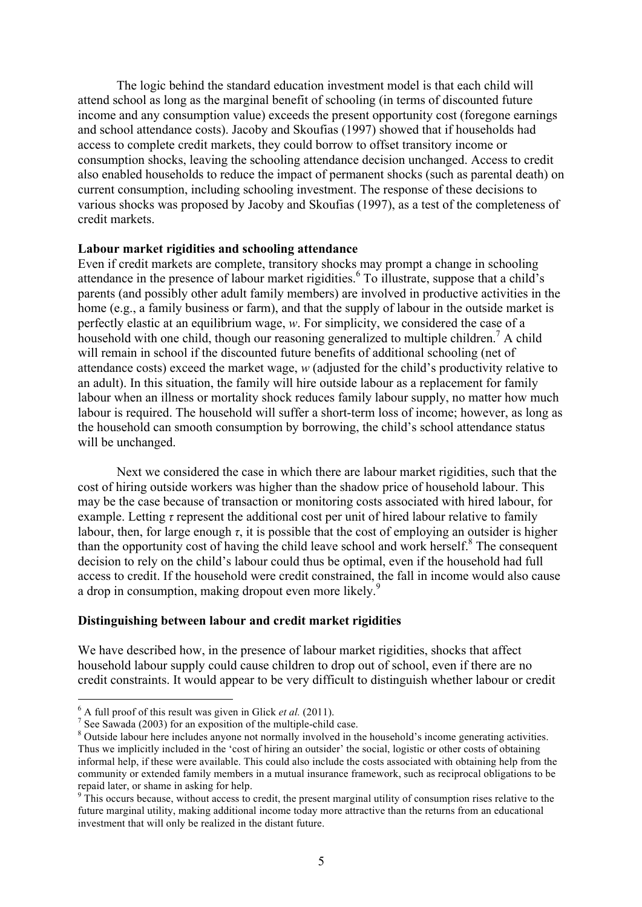The logic behind the standard education investment model is that each child will attend school as long as the marginal benefit of schooling (in terms of discounted future income and any consumption value) exceeds the present opportunity cost (foregone earnings and school attendance costs). Jacoby and Skoufias (1997) showed that if households had access to complete credit markets, they could borrow to offset transitory income or consumption shocks, leaving the schooling attendance decision unchanged. Access to credit also enabled households to reduce the impact of permanent shocks (such as parental death) on current consumption, including schooling investment. The response of these decisions to various shocks was proposed by Jacoby and Skoufias (1997), as a test of the completeness of credit markets.

**Labour market rigidities and schooling attendance**

Even if credit markets are complete, transitory shocks may prompt a change in schooling attendance in the presence of labour market rigidities.[6] To illustrate, suppose that a child's parents (and possibly other adult family members) are involved in productive activities in the home (e.g., a family business or farm), and that the supply of labour in the outside market is perfectly elastic at an equilibrium wage, *w*. For simplicity, we considered the case of a household with one child, though our reasoning generalized to multiple children.[7] A child will remain in school if the discounted future benefits of additional schooling (net of attendance costs) exceed the market wage, *w* (adjusted for the child's productivity relative to an adult). In this situation, the family will hire outside labour as a replacement for family labour when an illness or mortality shock reduces family labour supply, no matter how much labour is required. The household will suffer a short-term loss of income; however, as long as the household can smooth consumption by borrowing, the child's school attendance status will be unchanged.

Next we considered the case in which there are labour market rigidities, such that the cost of hiring outside workers was higher than the shadow price of household labour. This may be the case because of transaction or monitoring costs associated with hired labour, for example. Letting $\tau$ represent the additional cost per unit of hired labour relative to family labour, then, for large enough $\tau$, it is possible that the cost of employing an outsider is higher than the opportunity cost of having the child leave school and work herself.[8] The consequent decision to rely on the child's labour could thus be optimal, even if the household had full access to credit. If the household were credit constrained, the fall in income would also cause a drop in consumption, making dropout even more likely.[9]

**Distinguishing between labour and credit market rigidities**

We have described how, in the presence of labour market rigidities, shocks that affect household labour supply could cause children to drop out of school, even if there are no credit constraints. It would appear to be very difficult to distinguish whether labour or credit

---

[6] A full proof of this result was given in Glick *et al.* (2011).

[7] See Sawada (2003) for an exposition of the multiple-child case.

[8] Outside labour here includes anyone not normally involved in the household's income generating activities. Thus we implicitly included in the 'cost of hiring an outsider' the social, logistic or other costs of obtaining informal help, if these were available. This could also include the costs associated with obtaining help from the community or extended family members in a mutual insurance framework, such as reciprocal obligations to be repaid later, or shame in asking for help.

[9] This occurs because, without access to credit, the present marginal utility of consumption rises relative to the future marginal utility, making additional income today more attractive than the returns from an educational investment that will only be realized in the distant future.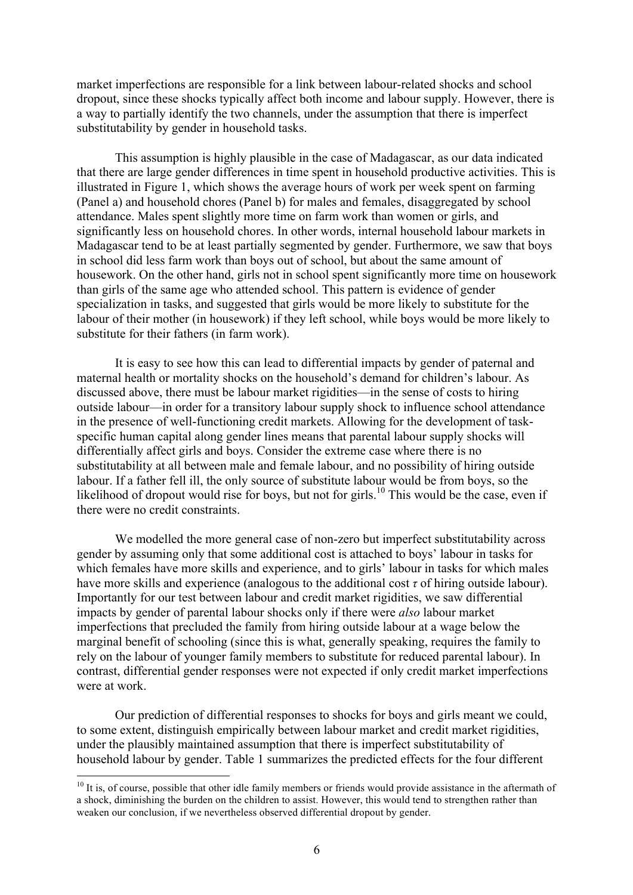market imperfections are responsible for a link between labour-related shocks and school dropout, since these shocks typically affect both income and labour supply. However, there is a way to partially identify the two channels, under the assumption that there is imperfect substitutability by gender in household tasks.

This assumption is highly plausible in the case of Madagascar, as our data indicated that there are large gender differences in time spent in household productive activities. This is illustrated in Figure 1, which shows the average hours of work per week spent on farming (Panel a) and household chores (Panel b) for males and females, disaggregated by school attendance. Males spent slightly more time on farm work than women or girls, and significantly less on household chores. In other words, internal household labour markets in Madagascar tend to be at least partially segmented by gender. Furthermore, we saw that boys in school did less farm work than boys out of school, but about the same amount of housework. On the other hand, girls not in school spent significantly more time on housework than girls of the same age who attended school. This pattern is evidence of gender specialization in tasks, and suggested that girls would be more likely to substitute for the labour of their mother (in housework) if they left school, while boys would be more likely to substitute for their fathers (in farm work).

It is easy to see how this can lead to differential impacts by gender of paternal and maternal health or mortality shocks on the household's demand for children's labour. As discussed above, there must be labour market rigidities—in the sense of costs to hiring outside labour—in order for a transitory labour supply shock to influence school attendance in the presence of well-functioning credit markets. Allowing for the development of task-specific human capital along gender lines means that parental labour supply shocks will differentially affect girls and boys. Consider the extreme case where there is no substitutability at all between male and female labour, and no possibility of hiring outside labour. If a father fell ill, the only source of substitute labour would be from boys, so the likelihood of dropout would rise for boys, but not for girls.[10] This would be the case, even if there were no credit constraints.

We modelled the more general case of non-zero but imperfect substitutability across gender by assuming only that some additional cost is attached to boys' labour in tasks for which females have more skills and experience, and to girls' labour in tasks for which males have more skills and experience (analogous to the additional cost $\tau$ of hiring outside labour). Importantly for our test between labour and credit market rigidities, we saw differential impacts by gender of parental labour shocks only if there were *also* labour market imperfections that precluded the family from hiring outside labour at a wage below the marginal benefit of schooling (since this is what, generally speaking, requires the family to rely on the labour of younger family members to substitute for reduced parental labour). In contrast, differential gender responses were not expected if only credit market imperfections were at work.

Our prediction of differential responses to shocks for boys and girls meant we could, to some extent, distinguish empirically between labour market and credit market rigidities, under the plausibly maintained assumption that there is imperfect substitutability of household labour by gender. Table 1 summarizes the predicted effects for the four different

---

[10] It is, of course, possible that other idle family members or friends would provide assistance in the aftermath of a shock, diminishing the burden on the children to assist. However, this would tend to strengthen rather than weaken our conclusion, if we nevertheless observed differential dropout by gender.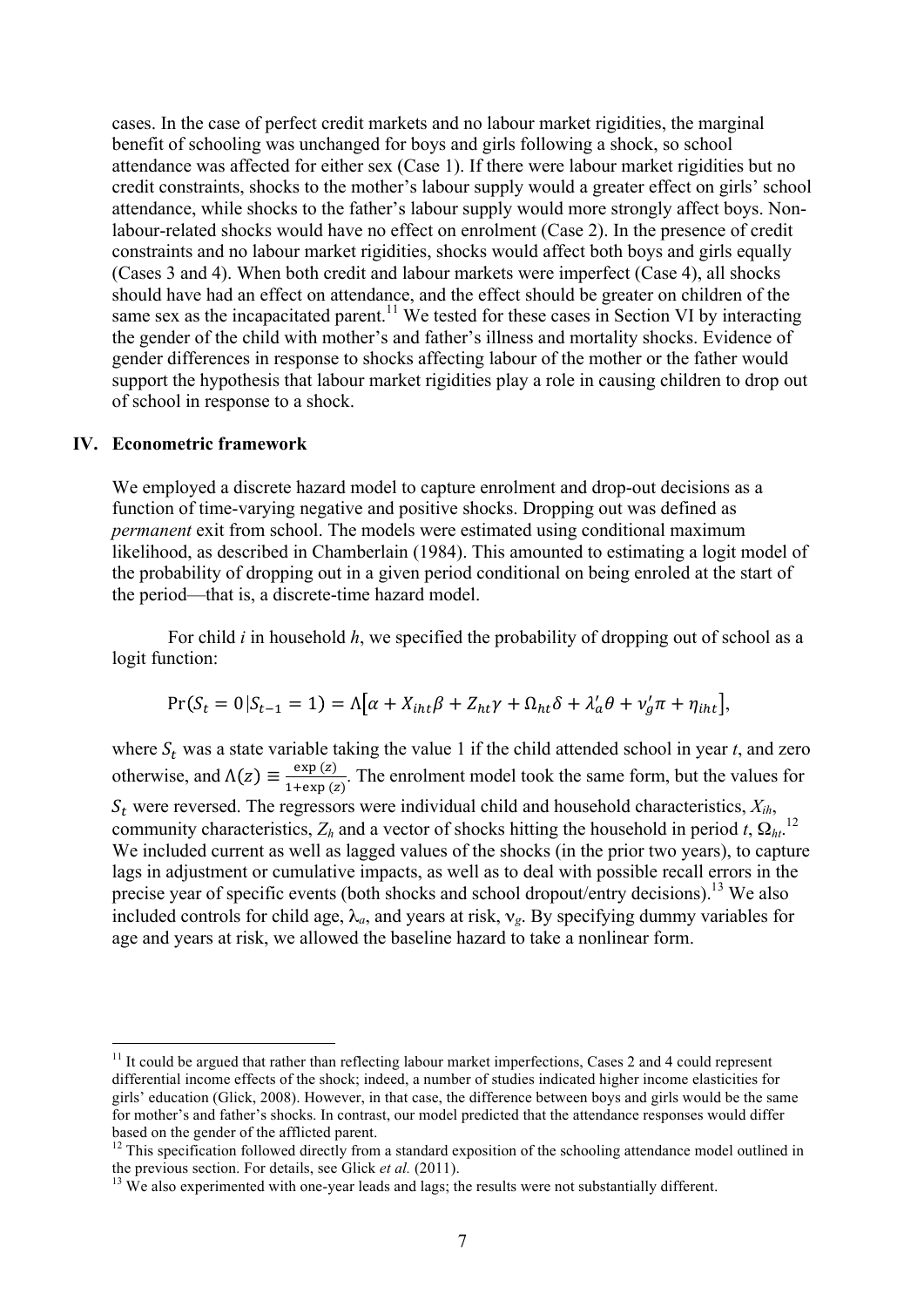cases. In the case of perfect credit markets and no labour market rigidities, the marginal benefit of schooling was unchanged for boys and girls following a shock, so school attendance was affected for either sex (Case 1). If there were labour market rigidities but no credit constraints, shocks to the mother's labour supply would a greater effect on girls' school attendance, while shocks to the father's labour supply would more strongly affect boys. Non-labour-related shocks would have no effect on enrolment (Case 2). In the presence of credit constraints and no labour market rigidities, shocks would affect both boys and girls equally (Cases 3 and 4). When both credit and labour markets were imperfect (Case 4), all shocks should have had an effect on attendance, and the effect should be greater on children of the same sex as the incapacitated parent.[11] We tested for these cases in Section VI by interacting the gender of the child with mother's and father's illness and mortality shocks. Evidence of gender differences in response to shocks affecting labour of the mother or the father would support the hypothesis that labour market rigidities play a role in causing children to drop out of school in response to a shock.

## IV. Econometric framework

We employed a discrete hazard model to capture enrolment and drop-out decisions as a function of time-varying negative and positive shocks. Dropping out was defined as *permanent* exit from school. The models were estimated using conditional maximum likelihood, as described in Chamberlain (1984). This amounted to estimating a logit model of the probability of dropping out in a given period conditional on being enroled at the start of the period—that is, a discrete-time hazard model.

For child *i* in household *h*, we specified the probability of dropping out of school as a logit function:

$$\Pr(S_t = 0 | S_{t-1} = 1) = \Lambda\left[\alpha + X_{iht}\beta + Z_{ht}\gamma + \Omega_{ht}\delta + \lambda_a'\theta + \nu_g'\pi + \eta_{iht}\right],$$

where $S_t$ was a state variable taking the value 1 if the child attended school in year *t*, and zero otherwise, and $\Lambda(z) \equiv \frac{\exp(z)}{1+\exp(z)}$. The enrolment model took the same form, but the values for $S_t$ were reversed. The regressors were individual child and household characteristics, $X_{ih}$, community characteristics, $Z_h$ and a vector of shocks hitting the household in period *t*, $\Omega_{ht}$.[12] We included current as well as lagged values of the shocks (in the prior two years), to capture lags in adjustment or cumulative impacts, as well as to deal with possible recall errors in the precise year of specific events (both shocks and school dropout/entry decisions).[13] We also included controls for child age, $\lambda_a$, and years at risk, $\nu_g$. By specifying dummy variables for age and years at risk, we allowed the baseline hazard to take a nonlinear form.

---

[11] It could be argued that rather than reflecting labour market imperfections, Cases 2 and 4 could represent differential income effects of the shock; indeed, a number of studies indicated higher income elasticities for girls' education (Glick, 2008). However, in that case, the difference between boys and girls would be the same for mother's and father's shocks. In contrast, our model predicted that the attendance responses would differ based on the gender of the afflicted parent.

[12] This specification followed directly from a standard exposition of the schooling attendance model outlined in the previous section. For details, see Glick *et al.* (2011).

[13] We also experimented with one-year leads and lags; the results were not substantially different.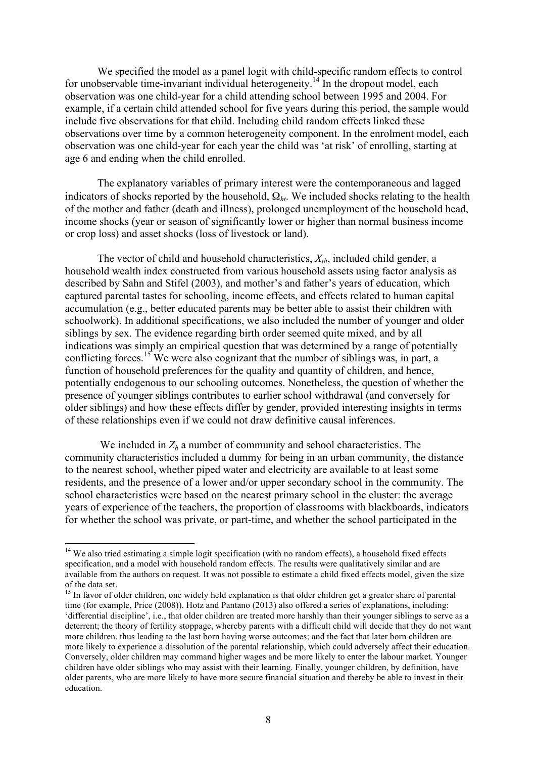We specified the model as a panel logit with child-specific random effects to control for unobservable time-invariant individual heterogeneity.[14] In the dropout model, each observation was one child-year for a child attending school between 1995 and 2004. For example, if a certain child attended school for five years during this period, the sample would include five observations for that child. Including child random effects linked these observations over time by a common heterogeneity component. In the enrolment model, each observation was one child-year for each year the child was 'at risk' of enrolling, starting at age 6 and ending when the child enrolled.

The explanatory variables of primary interest were the contemporaneous and lagged indicators of shocks reported by the household, $\Omega_{ht}$. We included shocks relating to the health of the mother and father (death and illness), prolonged unemployment of the household head, income shocks (year or season of significantly lower or higher than normal business income or crop loss) and asset shocks (loss of livestock or land).

The vector of child and household characteristics, $X_{ih}$, included child gender, a household wealth index constructed from various household assets using factor analysis as described by Sahn and Stifel (2003), and mother's and father's years of education, which captured parental tastes for schooling, income effects, and effects related to human capital accumulation (e.g., better educated parents may be better able to assist their children with schoolwork). In additional specifications, we also included the number of younger and older siblings by sex. The evidence regarding birth order seemed quite mixed, and by all indications was simply an empirical question that was determined by a range of potentially conflicting forces.[15] We were also cognizant that the number of siblings was, in part, a function of household preferences for the quality and quantity of children, and hence, potentially endogenous to our schooling outcomes. Nonetheless, the question of whether the presence of younger siblings contributes to earlier school withdrawal (and conversely for older siblings) and how these effects differ by gender, provided interesting insights in terms of these relationships even if we could not draw definitive causal inferences.

We included in $Z_h$ a number of community and school characteristics. The community characteristics included a dummy for being in an urban community, the distance to the nearest school, whether piped water and electricity are available to at least some residents, and the presence of a lower and/or upper secondary school in the community. The school characteristics were based on the nearest primary school in the cluster: the average years of experience of the teachers, the proportion of classrooms with blackboards, indicators for whether the school was private, or part-time, and whether the school participated in the

---

[14] We also tried estimating a simple logit specification (with no random effects), a household fixed effects specification, and a model with household random effects. The results were qualitatively similar and are available from the authors on request. It was not possible to estimate a child fixed effects model, given the size of the data set.

[15] In favor of older children, one widely held explanation is that older children get a greater share of parental time (for example, Price (2008)). Hotz and Pantano (2013) also offered a series of explanations, including: 'differential discipline', i.e., that older children are treated more harshly than their younger siblings to serve as a deterrent; the theory of fertility stoppage, whereby parents with a difficult child will decide that they do not want more children, thus leading to the last born having worse outcomes; and the fact that later born children are more likely to experience a dissolution of the parental relationship, which could adversely affect their education. Conversely, older children may command higher wages and be more likely to enter the labour market. Younger children have older siblings who may assist with their learning. Finally, younger children, by definition, have older parents, who are more likely to have more secure financial situation and thereby be able to invest in their education.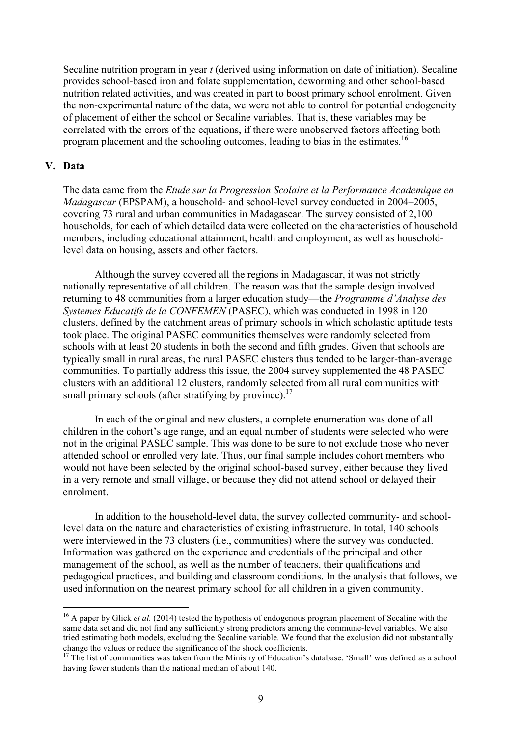Secaline nutrition program in year *t* (derived using information on date of initiation). Secaline provides school-based iron and folate supplementation, deworming and other school-based nutrition related activities, and was created in part to boost primary school enrolment. Given the non-experimental nature of the data, we were not able to control for potential endogeneity of placement of either the school or Secaline variables. That is, these variables may be correlated with the errors of the equations, if there were unobserved factors affecting both program placement and the schooling outcomes, leading to bias in the estimates.[16]

## V. Data

The data came from the *Etude sur la Progression Scolaire et la Performance Academique en Madagascar* (EPSPAM), a household- and school-level survey conducted in 2004–2005, covering 73 rural and urban communities in Madagascar. The survey consisted of 2,100 households, for each of which detailed data were collected on the characteristics of household members, including educational attainment, health and employment, as well as household-level data on housing, assets and other factors.

Although the survey covered all the regions in Madagascar, it was not strictly nationally representative of all children. The reason was that the sample design involved returning to 48 communities from a larger education study—the *Programme d'Analyse des Systemes Educatifs de la CONFEMEN* (PASEC), which was conducted in 1998 in 120 clusters, defined by the catchment areas of primary schools in which scholastic aptitude tests took place. The original PASEC communities themselves were randomly selected from schools with at least 20 students in both the second and fifth grades. Given that schools are typically small in rural areas, the rural PASEC clusters thus tended to be larger-than-average communities. To partially address this issue, the 2004 survey supplemented the 48 PASEC clusters with an additional 12 clusters, randomly selected from all rural communities with small primary schools (after stratifying by province).[17]

In each of the original and new clusters, a complete enumeration was done of all children in the cohort's age range, and an equal number of students were selected who were not in the original PASEC sample. This was done to be sure to not exclude those who never attended school or enrolled very late. Thus, our final sample includes cohort members who would not have been selected by the original school-based survey, either because they lived in a very remote and small village, or because they did not attend school or delayed their enrolment.

In addition to the household-level data, the survey collected community- and school-level data on the nature and characteristics of existing infrastructure. In total, 140 schools were interviewed in the 73 clusters (i.e., communities) where the survey was conducted. Information was gathered on the experience and credentials of the principal and other management of the school, as well as the number of teachers, their qualifications and pedagogical practices, and building and classroom conditions. In the analysis that follows, we used information on the nearest primary school for all children in a given community.

---

[16] A paper by Glick *et al.* (2014) tested the hypothesis of endogenous program placement of Secaline with the same data set and did not find any sufficiently strong predictors among the commune-level variables. We also tried estimating both models, excluding the Secaline variable. We found that the exclusion did not substantially change the values or reduce the significance of the shock coefficients.

[17] The list of communities was taken from the Ministry of Education's database. 'Small' was defined as a school having fewer students than the national median of about 140.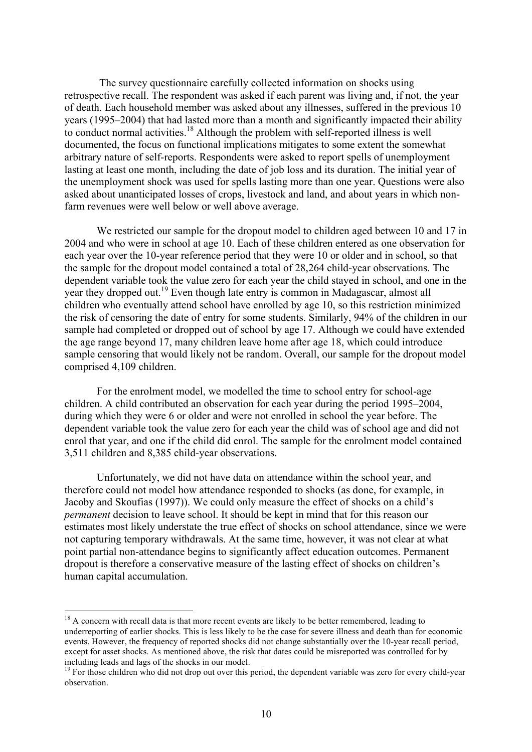The survey questionnaire carefully collected information on shocks using retrospective recall. The respondent was asked if each parent was living and, if not, the year of death. Each household member was asked about any illnesses, suffered in the previous 10 years (1995–2004) that had lasted more than a month and significantly impacted their ability to conduct normal activities.[18] Although the problem with self-reported illness is well documented, the focus on functional implications mitigates to some extent the somewhat arbitrary nature of self-reports. Respondents were asked to report spells of unemployment lasting at least one month, including the date of job loss and its duration. The initial year of the unemployment shock was used for spells lasting more than one year. Questions were also asked about unanticipated losses of crops, livestock and land, and about years in which non-farm revenues were well below or well above average.

We restricted our sample for the dropout model to children aged between 10 and 17 in 2004 and who were in school at age 10. Each of these children entered as one observation for each year over the 10-year reference period that they were 10 or older and in school, so that the sample for the dropout model contained a total of 28,264 child-year observations. The dependent variable took the value zero for each year the child stayed in school, and one in the year they dropped out.[19] Even though late entry is common in Madagascar, almost all children who eventually attend school have enrolled by age 10, so this restriction minimized the risk of censoring the date of entry for some students. Similarly, 94% of the children in our sample had completed or dropped out of school by age 17. Although we could have extended the age range beyond 17, many children leave home after age 18, which could introduce sample censoring that would likely not be random. Overall, our sample for the dropout model comprised 4,109 children.

For the enrolment model, we modelled the time to school entry for school-age children. A child contributed an observation for each year during the period 1995–2004, during which they were 6 or older and were not enrolled in school the year before. The dependent variable took the value zero for each year the child was of school age and did not enrol that year, and one if the child did enrol. The sample for the enrolment model contained 3,511 children and 8,385 child-year observations.

Unfortunately, we did not have data on attendance within the school year, and therefore could not model how attendance responded to shocks (as done, for example, in Jacoby and Skoufias (1997)). We could only measure the effect of shocks on a child's *permanent* decision to leave school. It should be kept in mind that for this reason our estimates most likely understate the true effect of shocks on school attendance, since we were not capturing temporary withdrawals. At the same time, however, it was not clear at what point partial non-attendance begins to significantly affect education outcomes. Permanent dropout is therefore a conservative measure of the lasting effect of shocks on children's human capital accumulation.

---

[18] A concern with recall data is that more recent events are likely to be better remembered, leading to underreporting of earlier shocks. This is less likely to be the case for severe illness and death than for economic events. However, the frequency of reported shocks did not change substantially over the 10-year recall period, except for asset shocks. As mentioned above, the risk that dates could be misreported was controlled for by including leads and lags of the shocks in our model.

[19] For those children who did not drop out over this period, the dependent variable was zero for every child-year observation.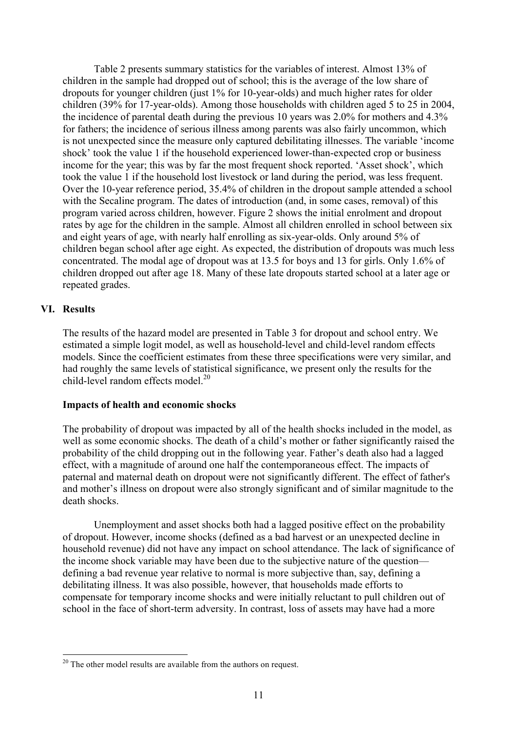Table 2 presents summary statistics for the variables of interest. Almost 13% of children in the sample had dropped out of school; this is the average of the low share of dropouts for younger children (just 1% for 10-year-olds) and much higher rates for older children (39% for 17-year-olds). Among those households with children aged 5 to 25 in 2004, the incidence of parental death during the previous 10 years was 2.0% for mothers and 4.3% for fathers; the incidence of serious illness among parents was also fairly uncommon, which is not unexpected since the measure only captured debilitating illnesses. The variable 'income shock' took the value 1 if the household experienced lower-than-expected crop or business income for the year; this was by far the most frequent shock reported. 'Asset shock', which took the value 1 if the household lost livestock or land during the period, was less frequent. Over the 10-year reference period, 35.4% of children in the dropout sample attended a school with the Secaline program. The dates of introduction (and, in some cases, removal) of this program varied across children, however. Figure 2 shows the initial enrolment and dropout rates by age for the children in the sample. Almost all children enrolled in school between six and eight years of age, with nearly half enrolling as six-year-olds. Only around 5% of children began school after age eight. As expected, the distribution of dropouts was much less concentrated. The modal age of dropout was at 13.5 for boys and 13 for girls. Only 1.6% of children dropped out after age 18. Many of these late dropouts started school at a later age or repeated grades.

## VI. Results

The results of the hazard model are presented in Table 3 for dropout and school entry. We estimated a simple logit model, as well as household-level and child-level random effects models. Since the coefficient estimates from these three specifications were very similar, and had roughly the same levels of statistical significance, we present only the results for the child-level random effects model.[20]

### Impacts of health and economic shocks

The probability of dropout was impacted by all of the health shocks included in the model, as well as some economic shocks. The death of a child's mother or father significantly raised the probability of the child dropping out in the following year. Father's death also had a lagged effect, with a magnitude of around one half the contemporaneous effect. The impacts of paternal and maternal death on dropout were not significantly different. The effect of father's and mother's illness on dropout were also strongly significant and of similar magnitude to the death shocks.

Unemployment and asset shocks both had a lagged positive effect on the probability of dropout. However, income shocks (defined as a bad harvest or an unexpected decline in household revenue) did not have any impact on school attendance. The lack of significance of the income shock variable may have been due to the subjective nature of the question—defining a bad revenue year relative to normal is more subjective than, say, defining a debilitating illness. It was also possible, however, that households made efforts to compensate for temporary income shocks and were initially reluctant to pull children out of school in the face of short-term adversity. In contrast, loss of assets may have had a more

[20] The other model results are available from the authors on request.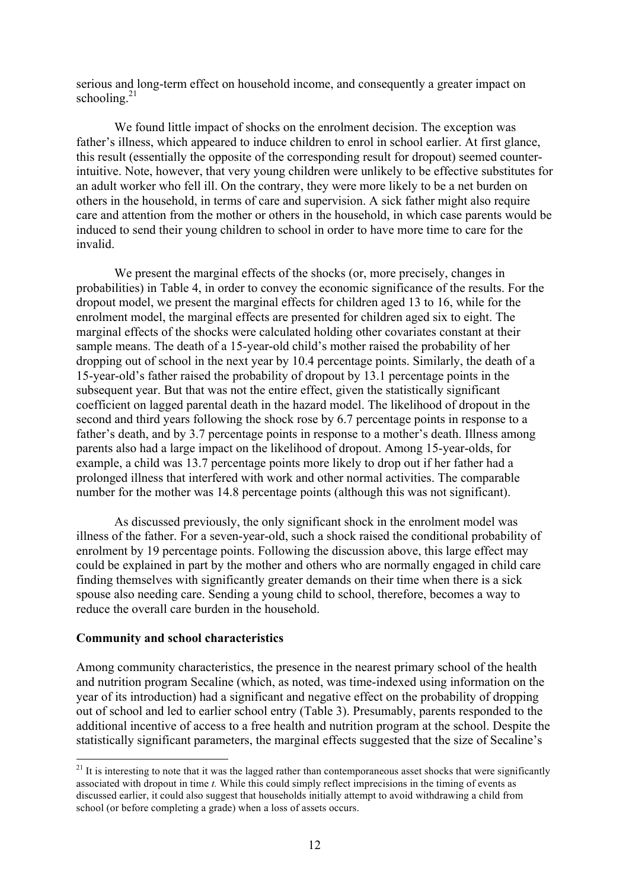serious and long-term effect on household income, and consequently a greater impact on schooling.[21]

We found little impact of shocks on the enrolment decision. The exception was father's illness, which appeared to induce children to enrol in school earlier. At first glance, this result (essentially the opposite of the corresponding result for dropout) seemed counter-intuitive. Note, however, that very young children were unlikely to be effective substitutes for an adult worker who fell ill. On the contrary, they were more likely to be a net burden on others in the household, in terms of care and supervision. A sick father might also require care and attention from the mother or others in the household, in which case parents would be induced to send their young children to school in order to have more time to care for the invalid.

We present the marginal effects of the shocks (or, more precisely, changes in probabilities) in Table 4, in order to convey the economic significance of the results. For the dropout model, we present the marginal effects for children aged 13 to 16, while for the enrolment model, the marginal effects are presented for children aged six to eight. The marginal effects of the shocks were calculated holding other covariates constant at their sample means. The death of a 15-year-old child's mother raised the probability of her dropping out of school in the next year by 10.4 percentage points. Similarly, the death of a 15-year-old's father raised the probability of dropout by 13.1 percentage points in the subsequent year. But that was not the entire effect, given the statistically significant coefficient on lagged parental death in the hazard model. The likelihood of dropout in the second and third years following the shock rose by 6.7 percentage points in response to a father's death, and by 3.7 percentage points in response to a mother's death. Illness among parents also had a large impact on the likelihood of dropout. Among 15-year-olds, for example, a child was 13.7 percentage points more likely to drop out if her father had a prolonged illness that interfered with work and other normal activities. The comparable number for the mother was 14.8 percentage points (although this was not significant).

As discussed previously, the only significant shock in the enrolment model was illness of the father. For a seven-year-old, such a shock raised the conditional probability of enrolment by 19 percentage points. Following the discussion above, this large effect may could be explained in part by the mother and others who are normally engaged in child care finding themselves with significantly greater demands on their time when there is a sick spouse also needing care. Sending a young child to school, therefore, becomes a way to reduce the overall care burden in the household.

**Community and school characteristics**

Among community characteristics, the presence in the nearest primary school of the health and nutrition program Secaline (which, as noted, was time-indexed using information on the year of its introduction) had a significant and negative effect on the probability of dropping out of school and led to earlier school entry (Table 3). Presumably, parents responded to the additional incentive of access to a free health and nutrition program at the school. Despite the statistically significant parameters, the marginal effects suggested that the size of Secaline's

[21] It is interesting to note that it was the lagged rather than contemporaneous asset shocks that were significantly associated with dropout in time *t.* While this could simply reflect imprecisions in the timing of events as discussed earlier, it could also suggest that households initially attempt to avoid withdrawing a child from school (or before completing a grade) when a loss of assets occurs.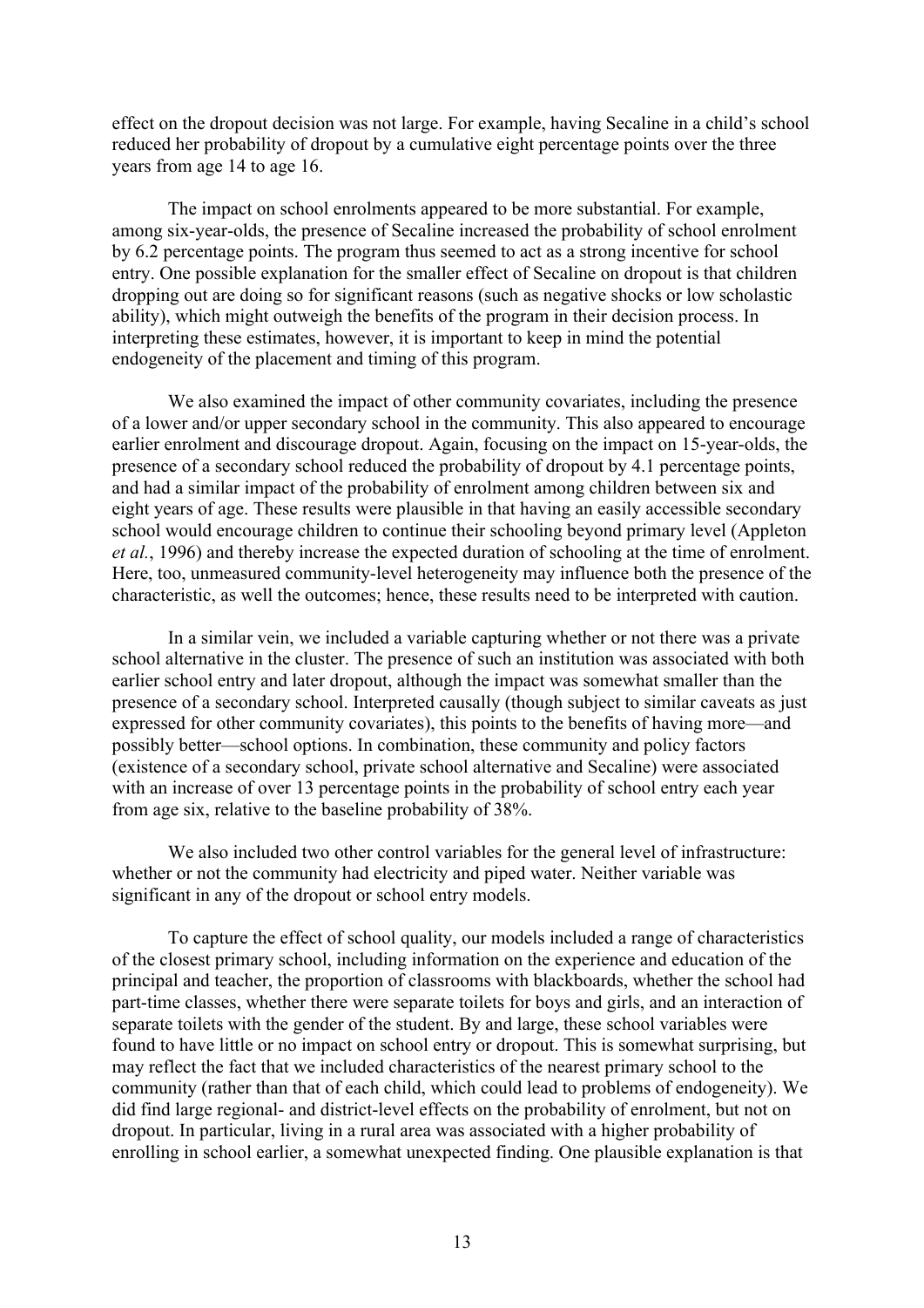effect on the dropout decision was not large. For example, having Secaline in a child's school reduced her probability of dropout by a cumulative eight percentage points over the three years from age 14 to age 16.

The impact on school enrolments appeared to be more substantial. For example, among six-year-olds, the presence of Secaline increased the probability of school enrolment by 6.2 percentage points. The program thus seemed to act as a strong incentive for school entry. One possible explanation for the smaller effect of Secaline on dropout is that children dropping out are doing so for significant reasons (such as negative shocks or low scholastic ability), which might outweigh the benefits of the program in their decision process. In interpreting these estimates, however, it is important to keep in mind the potential endogeneity of the placement and timing of this program.

We also examined the impact of other community covariates, including the presence of a lower and/or upper secondary school in the community. This also appeared to encourage earlier enrolment and discourage dropout. Again, focusing on the impact on 15-year-olds, the presence of a secondary school reduced the probability of dropout by 4.1 percentage points, and had a similar impact of the probability of enrolment among children between six and eight years of age. These results were plausible in that having an easily accessible secondary school would encourage children to continue their schooling beyond primary level (Appleton *et al.*, 1996) and thereby increase the expected duration of schooling at the time of enrolment. Here, too, unmeasured community-level heterogeneity may influence both the presence of the characteristic, as well the outcomes; hence, these results need to be interpreted with caution.

In a similar vein, we included a variable capturing whether or not there was a private school alternative in the cluster. The presence of such an institution was associated with both earlier school entry and later dropout, although the impact was somewhat smaller than the presence of a secondary school. Interpreted causally (though subject to similar caveats as just expressed for other community covariates), this points to the benefits of having more—and possibly better—school options. In combination, these community and policy factors (existence of a secondary school, private school alternative and Secaline) were associated with an increase of over 13 percentage points in the probability of school entry each year from age six, relative to the baseline probability of 38%.

We also included two other control variables for the general level of infrastructure: whether or not the community had electricity and piped water. Neither variable was significant in any of the dropout or school entry models.

To capture the effect of school quality, our models included a range of characteristics of the closest primary school, including information on the experience and education of the principal and teacher, the proportion of classrooms with blackboards, whether the school had part-time classes, whether there were separate toilets for boys and girls, and an interaction of separate toilets with the gender of the student. By and large, these school variables were found to have little or no impact on school entry or dropout. This is somewhat surprising, but may reflect the fact that we included characteristics of the nearest primary school to the community (rather than that of each child, which could lead to problems of endogeneity). We did find large regional- and district-level effects on the probability of enrolment, but not on dropout. In particular, living in a rural area was associated with a higher probability of enrolling in school earlier, a somewhat unexpected finding. One plausible explanation is that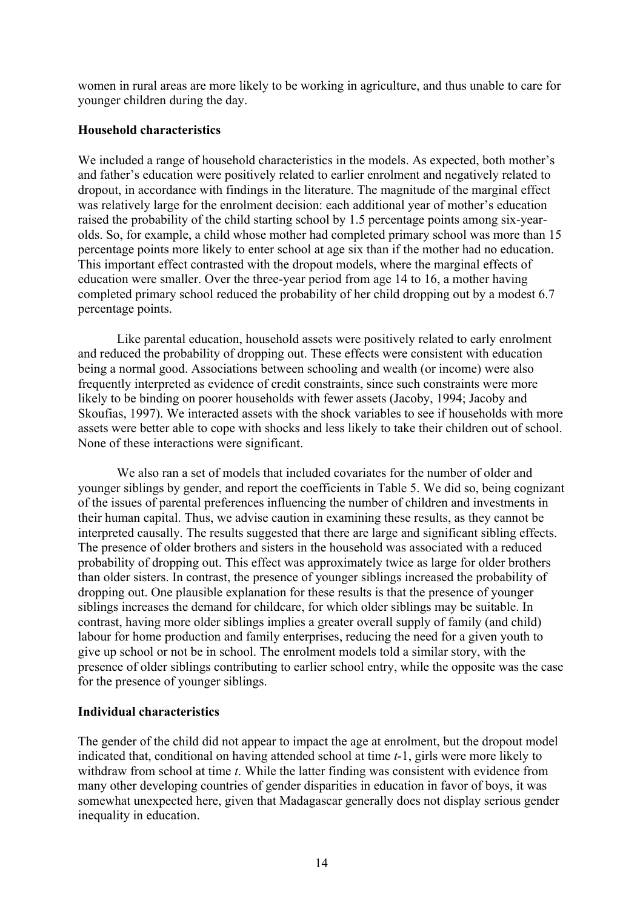women in rural areas are more likely to be working in agriculture, and thus unable to care for younger children during the day.

**Household characteristics**

We included a range of household characteristics in the models. As expected, both mother's and father's education were positively related to earlier enrolment and negatively related to dropout, in accordance with findings in the literature. The magnitude of the marginal effect was relatively large for the enrolment decision: each additional year of mother's education raised the probability of the child starting school by 1.5 percentage points among six-year-olds. So, for example, a child whose mother had completed primary school was more than 15 percentage points more likely to enter school at age six than if the mother had no education. This important effect contrasted with the dropout models, where the marginal effects of education were smaller. Over the three-year period from age 14 to 16, a mother having completed primary school reduced the probability of her child dropping out by a modest 6.7 percentage points.

Like parental education, household assets were positively related to early enrolment and reduced the probability of dropping out. These effects were consistent with education being a normal good. Associations between schooling and wealth (or income) were also frequently interpreted as evidence of credit constraints, since such constraints were more likely to be binding on poorer households with fewer assets (Jacoby, 1994; Jacoby and Skoufias, 1997). We interacted assets with the shock variables to see if households with more assets were better able to cope with shocks and less likely to take their children out of school. None of these interactions were significant.

We also ran a set of models that included covariates for the number of older and younger siblings by gender, and report the coefficients in Table 5. We did so, being cognizant of the issues of parental preferences influencing the number of children and investments in their human capital. Thus, we advise caution in examining these results, as they cannot be interpreted causally. The results suggested that there are large and significant sibling effects. The presence of older brothers and sisters in the household was associated with a reduced probability of dropping out. This effect was approximately twice as large for older brothers than older sisters. In contrast, the presence of younger siblings increased the probability of dropping out. One plausible explanation for these results is that the presence of younger siblings increases the demand for childcare, for which older siblings may be suitable. In contrast, having more older siblings implies a greater overall supply of family (and child) labour for home production and family enterprises, reducing the need for a given youth to give up school or not be in school. The enrolment models told a similar story, with the presence of older siblings contributing to earlier school entry, while the opposite was the case for the presence of younger siblings.

**Individual characteristics**

The gender of the child did not appear to impact the age at enrolment, but the dropout model indicated that, conditional on having attended school at time $t$-1, girls were more likely to withdraw from school at time $t$. While the latter finding was consistent with evidence from many other developing countries of gender disparities in education in favor of boys, it was somewhat unexpected here, given that Madagascar generally does not display serious gender inequality in education.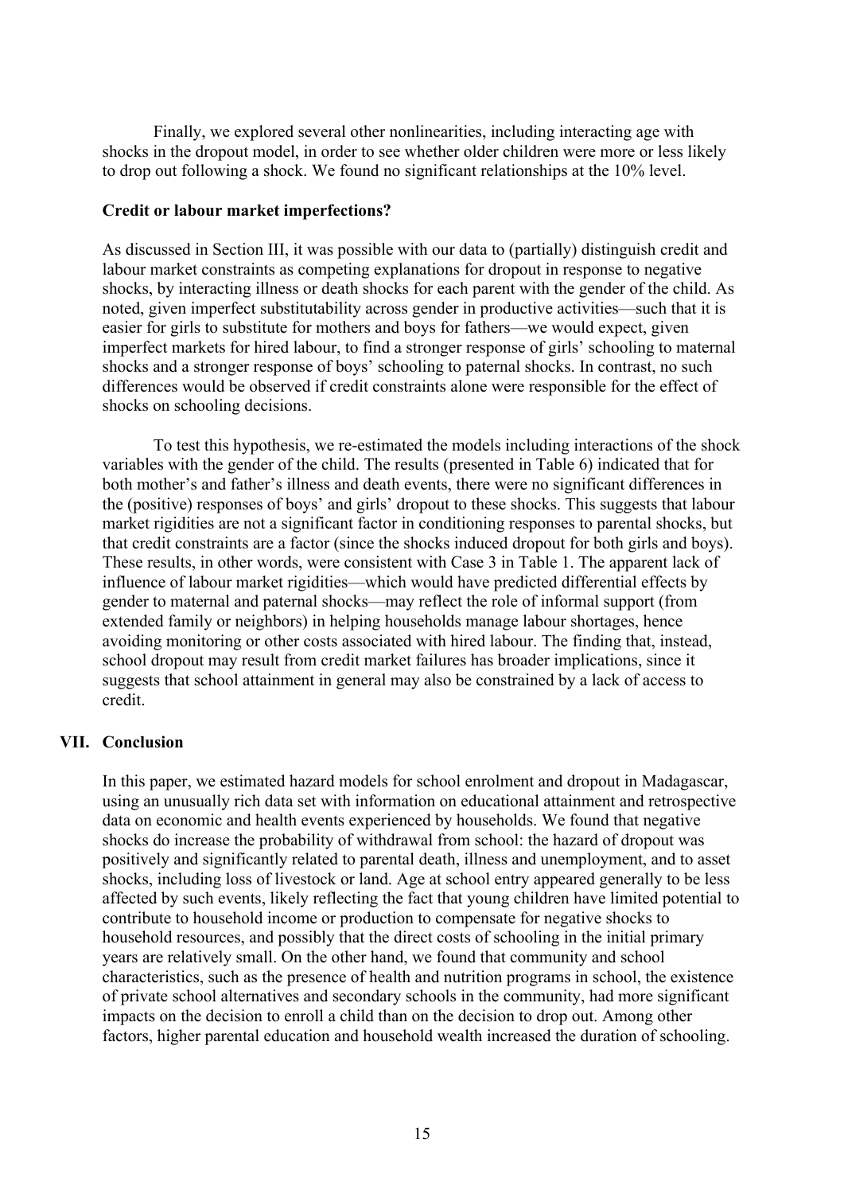Finally, we explored several other nonlinearities, including interacting age with shocks in the dropout model, in order to see whether older children were more or less likely to drop out following a shock. We found no significant relationships at the 10% level.

**Credit or labour market imperfections?**

As discussed in Section III, it was possible with our data to (partially) distinguish credit and labour market constraints as competing explanations for dropout in response to negative shocks, by interacting illness or death shocks for each parent with the gender of the child. As noted, given imperfect substitutability across gender in productive activities—such that it is easier for girls to substitute for mothers and boys for fathers—we would expect, given imperfect markets for hired labour, to find a stronger response of girls' schooling to maternal shocks and a stronger response of boys' schooling to paternal shocks. In contrast, no such differences would be observed if credit constraints alone were responsible for the effect of shocks on schooling decisions.

To test this hypothesis, we re-estimated the models including interactions of the shock variables with the gender of the child. The results (presented in Table 6) indicated that for both mother's and father's illness and death events, there were no significant differences in the (positive) responses of boys' and girls' dropout to these shocks. This suggests that labour market rigidities are not a significant factor in conditioning responses to parental shocks, but that credit constraints are a factor (since the shocks induced dropout for both girls and boys). These results, in other words, were consistent with Case 3 in Table 1. The apparent lack of influence of labour market rigidities—which would have predicted differential effects by gender to maternal and paternal shocks—may reflect the role of informal support (from extended family or neighbors) in helping households manage labour shortages, hence avoiding monitoring or other costs associated with hired labour. The finding that, instead, school dropout may result from credit market failures has broader implications, since it suggests that school attainment in general may also be constrained by a lack of access to credit.

## VII. Conclusion

In this paper, we estimated hazard models for school enrolment and dropout in Madagascar, using an unusually rich data set with information on educational attainment and retrospective data on economic and health events experienced by households. We found that negative shocks do increase the probability of withdrawal from school: the hazard of dropout was positively and significantly related to parental death, illness and unemployment, and to asset shocks, including loss of livestock or land. Age at school entry appeared generally to be less affected by such events, likely reflecting the fact that young children have limited potential to contribute to household income or production to compensate for negative shocks to household resources, and possibly that the direct costs of schooling in the initial primary years are relatively small. On the other hand, we found that community and school characteristics, such as the presence of health and nutrition programs in school, the existence of private school alternatives and secondary schools in the community, had more significant impacts on the decision to enroll a child than on the decision to drop out. Among other factors, higher parental education and household wealth increased the duration of schooling.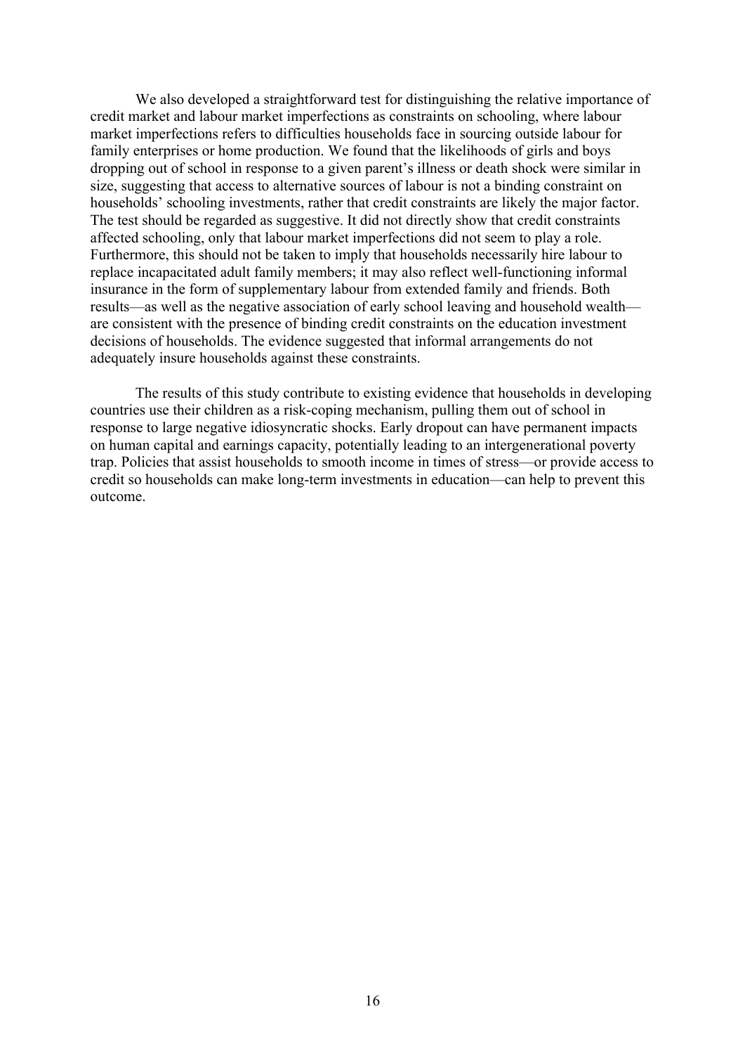We also developed a straightforward test for distinguishing the relative importance of credit market and labour market imperfections as constraints on schooling, where labour market imperfections refers to difficulties households face in sourcing outside labour for family enterprises or home production. We found that the likelihoods of girls and boys dropping out of school in response to a given parent's illness or death shock were similar in size, suggesting that access to alternative sources of labour is not a binding constraint on households' schooling investments, rather that credit constraints are likely the major factor. The test should be regarded as suggestive. It did not directly show that credit constraints affected schooling, only that labour market imperfections did not seem to play a role. Furthermore, this should not be taken to imply that households necessarily hire labour to replace incapacitated adult family members; it may also reflect well-functioning informal insurance in the form of supplementary labour from extended family and friends. Both results—as well as the negative association of early school leaving and household wealth—are consistent with the presence of binding credit constraints on the education investment decisions of households. The evidence suggested that informal arrangements do not adequately insure households against these constraints.

The results of this study contribute to existing evidence that households in developing countries use their children as a risk-coping mechanism, pulling them out of school in response to large negative idiosyncratic shocks. Early dropout can have permanent impacts on human capital and earnings capacity, potentially leading to an intergenerational poverty trap. Policies that assist households to smooth income in times of stress—or provide access to credit so households can make long-term investments in education—can help to prevent this outcome.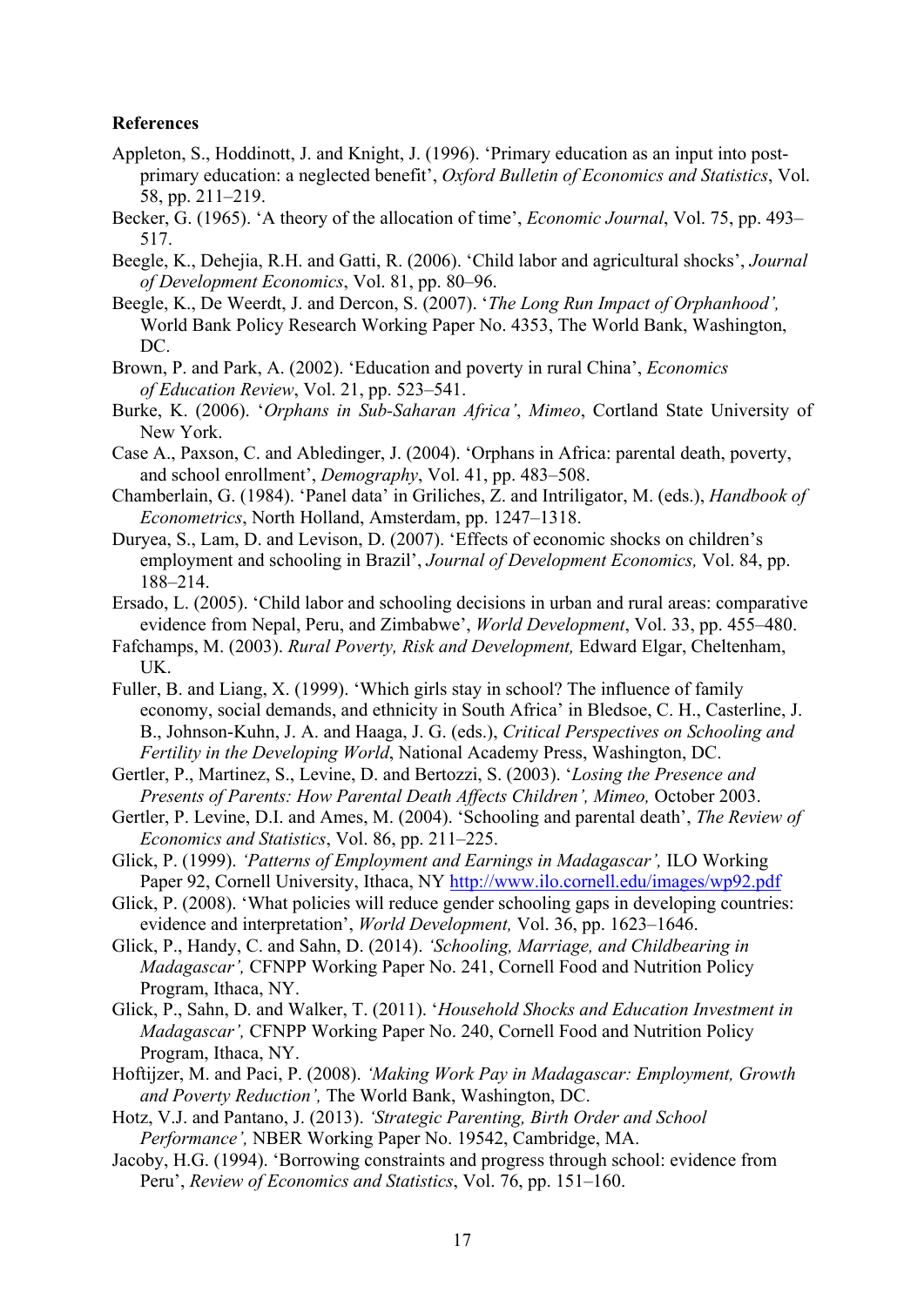**References**

Appleton, S., Hoddinott, J. and Knight, J. (1996). 'Primary education as an input into post-primary education: a neglected benefit', *Oxford Bulletin of Economics and Statistics*, Vol. 58, pp. 211–219.

Becker, G. (1965). 'A theory of the allocation of time', *Economic Journal*, Vol. 75, pp. 493–517.

Beegle, K., Dehejia, R.H. and Gatti, R. (2006). 'Child labor and agricultural shocks', *Journal of Development Economics*, Vol. 81, pp. 80–96.

Beegle, K., De Weerdt, J. and Dercon, S. (2007). '*The Long Run Impact of Orphanhood',* World Bank Policy Research Working Paper No. 4353, The World Bank, Washington, DC.

Brown, P. and Park, A. (2002). 'Education and poverty in rural China', *Economics of Education Review*, Vol. 21, pp. 523–541.

Burke, K. (2006). '*Orphans in Sub-Saharan Africa'*, *Mimeo*, Cortland State University of New York.

Case A., Paxson, C. and Abledinger, J. (2004). 'Orphans in Africa: parental death, poverty, and school enrollment', *Demography*, Vol. 41, pp. 483–508.

Chamberlain, G. (1984). 'Panel data' in Griliches, Z. and Intriligator, M. (eds.), *Handbook of Econometrics*, North Holland, Amsterdam, pp. 1247–1318.

Duryea, S., Lam, D. and Levison, D. (2007). 'Effects of economic shocks on children's employment and schooling in Brazil', *Journal of Development Economics,* Vol. 84, pp. 188–214.

Ersado, L. (2005). 'Child labor and schooling decisions in urban and rural areas: comparative evidence from Nepal, Peru, and Zimbabwe', *World Development*, Vol. 33, pp. 455–480.

Fafchamps, M. (2003). *Rural Poverty, Risk and Development,* Edward Elgar, Cheltenham, UK.

Fuller, B. and Liang, X. (1999). 'Which girls stay in school? The influence of family economy, social demands, and ethnicity in South Africa' in Bledsoe, C. H., Casterline, J. B., Johnson-Kuhn, J. A. and Haaga, J. G. (eds.), *Critical Perspectives on Schooling and Fertility in the Developing World*, National Academy Press, Washington, DC.

Gertler, P., Martinez, S., Levine, D. and Bertozzi, S. (2003). '*Losing the Presence and Presents of Parents: How Parental Death Affects Children', Mimeo,* October 2003.

Gertler, P. Levine, D.I. and Ames, M. (2004). 'Schooling and parental death', *The Review of Economics and Statistics*, Vol. 86, pp. 211–225.

Glick, P. (1999). *'Patterns of Employment and Earnings in Madagascar',* ILO Working Paper 92, Cornell University, Ithaca, NY http://www.ilo.cornell.edu/images/wp92.pdf

Glick, P. (2008). 'What policies will reduce gender schooling gaps in developing countries: evidence and interpretation', *World Development,* Vol. 36, pp. 1623–1646.

Glick, P., Handy, C. and Sahn, D. (2014). *'Schooling, Marriage, and Childbearing in Madagascar',* CFNPP Working Paper No. 241, Cornell Food and Nutrition Policy Program, Ithaca, NY.

Glick, P., Sahn, D. and Walker, T. (2011). '*Household Shocks and Education Investment in Madagascar',* CFNPP Working Paper No. 240, Cornell Food and Nutrition Policy Program, Ithaca, NY.

Hoftijzer, M. and Paci, P. (2008). *'Making Work Pay in Madagascar: Employment, Growth and Poverty Reduction',* The World Bank, Washington, DC.

Hotz, V.J. and Pantano, J. (2013). *'Strategic Parenting, Birth Order and School Performance',* NBER Working Paper No. 19542, Cambridge, MA.

Jacoby, H.G. (1994). 'Borrowing constraints and progress through school: evidence from Peru', *Review of Economics and Statistics*, Vol. 76, pp. 151–160.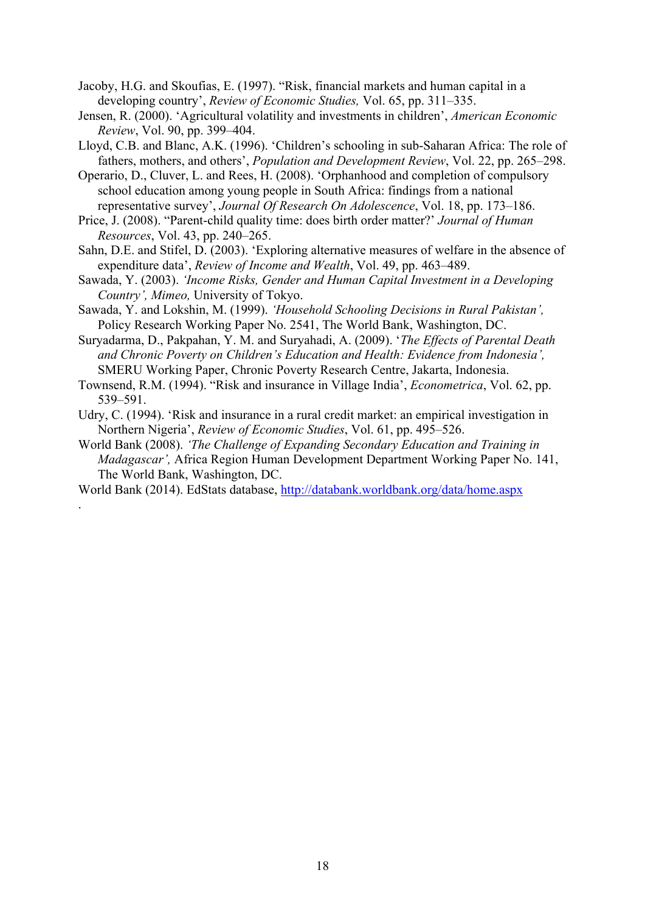Jacoby, H.G. and Skoufias, E. (1997). "Risk, financial markets and human capital in a developing country', *Review of Economic Studies,* Vol. 65, pp. 311–335.

Jensen, R. (2000). 'Agricultural volatility and investments in children', *American Economic Review*, Vol. 90, pp. 399–404.

Lloyd, C.B. and Blanc, A.K. (1996). 'Children's schooling in sub-Saharan Africa: The role of fathers, mothers, and others', *Population and Development Review*, Vol. 22, pp. 265–298.

Operario, D., Cluver, L. and Rees, H. (2008). 'Orphanhood and completion of compulsory school education among young people in South Africa: findings from a national representative survey', *Journal Of Research On Adolescence*, Vol. 18, pp. 173–186.

Price, J. (2008). "Parent-child quality time: does birth order matter?' *Journal of Human Resources*, Vol. 43, pp. 240–265.

Sahn, D.E. and Stifel, D. (2003). 'Exploring alternative measures of welfare in the absence of expenditure data', *Review of Income and Wealth*, Vol. 49, pp. 463–489.

Sawada, Y. (2003). *'Income Risks, Gender and Human Capital Investment in a Developing Country', Mimeo,* University of Tokyo.

Sawada, Y. and Lokshin, M. (1999). *'Household Schooling Decisions in Rural Pakistan',* Policy Research Working Paper No. 2541, The World Bank, Washington, DC.

Suryadarma, D., Pakpahan, Y. M. and Suryahadi, A. (2009). '*The Effects of Parental Death and Chronic Poverty on Children's Education and Health: Evidence from Indonesia',* SMERU Working Paper, Chronic Poverty Research Centre, Jakarta, Indonesia.

Townsend, R.M. (1994). "Risk and insurance in Village India', *Econometrica*, Vol. 62, pp. 539–591.

Udry, C. (1994). 'Risk and insurance in a rural credit market: an empirical investigation in Northern Nigeria', *Review of Economic Studies*, Vol. 61, pp. 495–526.

World Bank (2008). *'The Challenge of Expanding Secondary Education and Training in Madagascar',* Africa Region Human Development Department Working Paper No. 141, The World Bank, Washington, DC.

World Bank (2014). EdStats database, http://databank.worldbank.org/data/home.aspx

.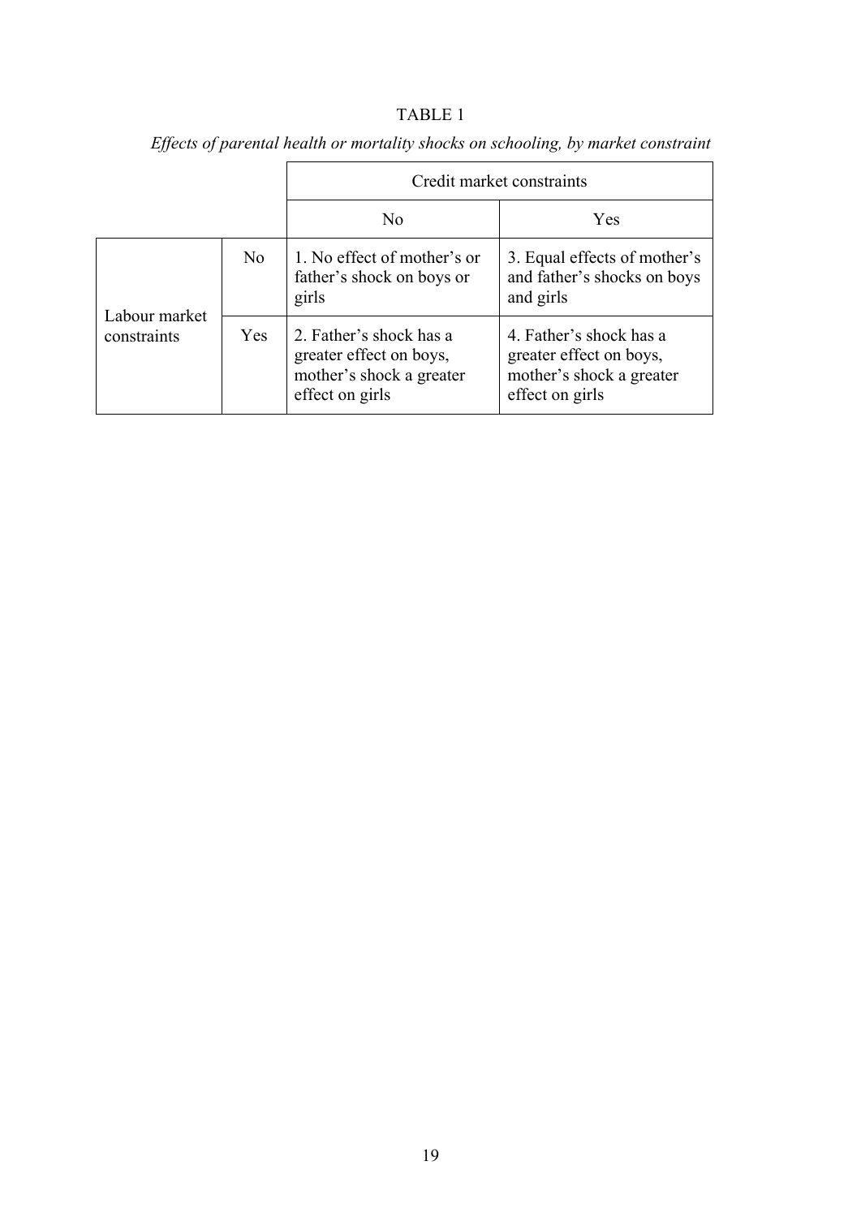TABLE 1

*Effects of parental health or mortality shocks on schooling, by market constraint*

| | | Credit market constraints | |
|---|---|---|---|
| | | No | Yes |
| Labour market constraints | No | 1. No effect of mother's or father's shock on boys or girls | 3. Equal effects of mother's and father's shocks on boys and girls |
| | Yes | 2. Father's shock has a greater effect on boys, mother's shock a greater effect on girls | 4. Father's shock has a greater effect on boys, mother's shock a greater effect on girls |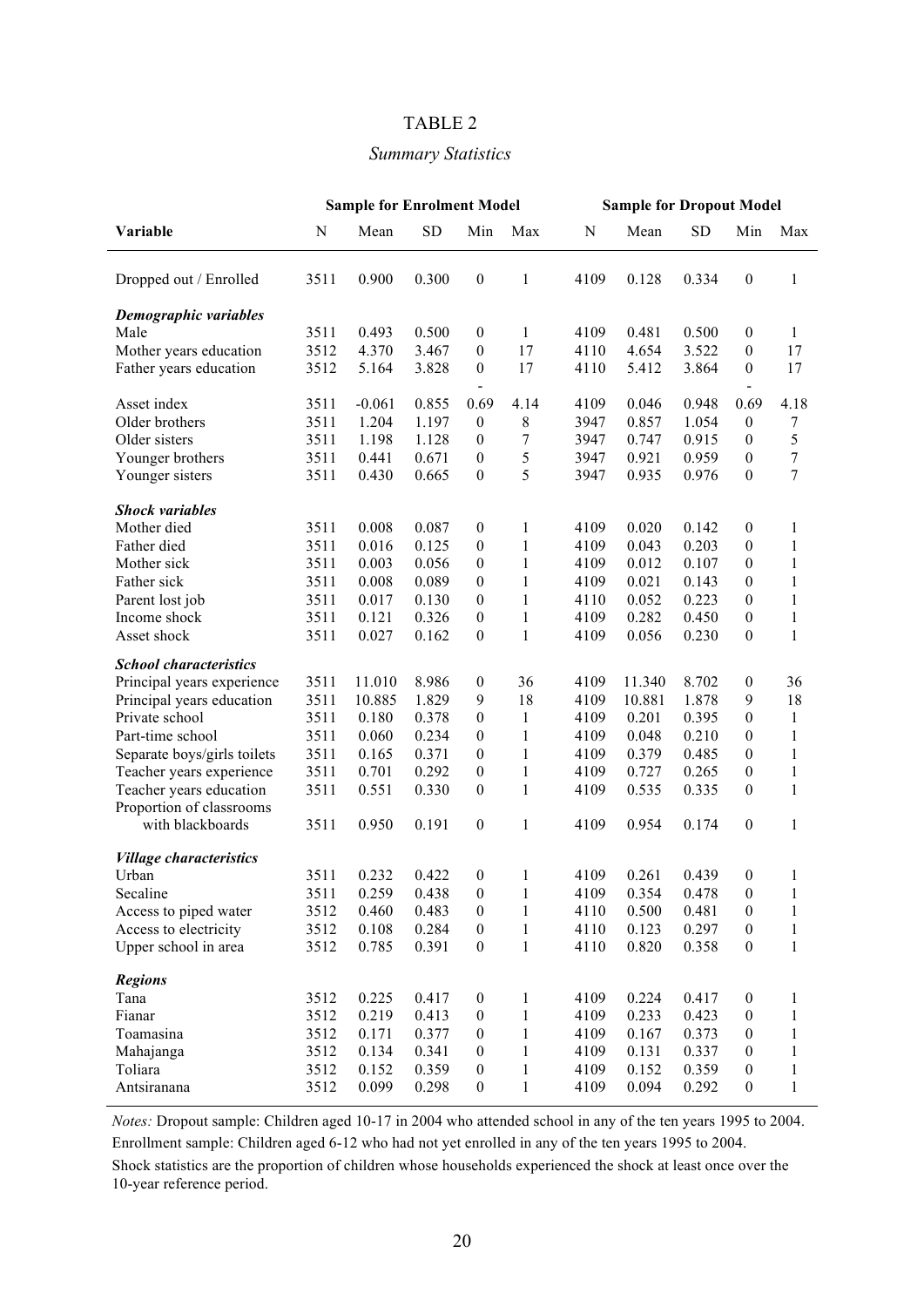TABLE 2

*Summary Statistics*

| | Sample for Enrolment Model | | | | | Sample for Dropout Model | | | | |
|---|---|---|---|---|---|---|---|---|---|---|
| **Variable** | N | Mean | SD | Min | Max | N | Mean | SD | Min | Max |
| Dropped out / Enrolled | 3511 | 0.900 | 0.300 | 0 | 1 | 4109 | 0.128 | 0.334 | 0 | 1 |
| ***Demographic variables*** | | | | | | | | | | |
| Male | 3511 | 0.493 | 0.500 | 0 | 1 | 4109 | 0.481 | 0.500 | 0 | 1 |
| Mother years education | 3512 | 4.370 | 3.467 | 0 | 17 | 4110 | 4.654 | 3.522 | 0 | 17 |
| Father years education | 3512 | 5.164 | 3.828 | 0 | 17 | 4110 | 5.412 | 3.864 | 0 | 17 |
| Asset index | 3511 | -0.061 | 0.855 | -0.69 | 4.14 | 4109 | 0.046 | 0.948 | -0.69 | 4.18 |
| Older brothers | 3511 | 1.204 | 1.197 | 0 | 8 | 3947 | 0.857 | 1.054 | 0 | 7 |
| Older sisters | 3511 | 1.198 | 1.128 | 0 | 7 | 3947 | 0.747 | 0.915 | 0 | 5 |
| Younger brothers | 3511 | 0.441 | 0.671 | 0 | 5 | 3947 | 0.921 | 0.959 | 0 | 7 |
| Younger sisters | 3511 | 0.430 | 0.665 | 0 | 5 | 3947 | 0.935 | 0.976 | 0 | 7 |
| ***Shock variables*** | | | | | | | | | | |
| Mother died | 3511 | 0.008 | 0.087 | 0 | 1 | 4109 | 0.020 | 0.142 | 0 | 1 |
| Father died | 3511 | 0.016 | 0.125 | 0 | 1 | 4109 | 0.043 | 0.203 | 0 | 1 |
| Mother sick | 3511 | 0.003 | 0.056 | 0 | 1 | 4109 | 0.012 | 0.107 | 0 | 1 |
| Father sick | 3511 | 0.008 | 0.089 | 0 | 1 | 4109 | 0.021 | 0.143 | 0 | 1 |
| Parent lost job | 3511 | 0.017 | 0.130 | 0 | 1 | 4110 | 0.052 | 0.223 | 0 | 1 |
| Income shock | 3511 | 0.121 | 0.326 | 0 | 1 | 4109 | 0.282 | 0.450 | 0 | 1 |
| Asset shock | 3511 | 0.027 | 0.162 | 0 | 1 | 4109 | 0.056 | 0.230 | 0 | 1 |
| ***School characteristics*** | | | | | | | | | | |
| Principal years experience | 3511 | 11.010 | 8.986 | 0 | 36 | 4109 | 11.340 | 8.702 | 0 | 36 |
| Principal years education | 3511 | 10.885 | 1.829 | 9 | 18 | 4109 | 10.881 | 1.878 | 9 | 18 |
| Private school | 3511 | 0.180 | 0.378 | 0 | 1 | 4109 | 0.201 | 0.395 | 0 | 1 |
| Part-time school | 3511 | 0.060 | 0.234 | 0 | 1 | 4109 | 0.048 | 0.210 | 0 | 1 |
| Separate boys/girls toilets | 3511 | 0.165 | 0.371 | 0 | 1 | 4109 | 0.379 | 0.485 | 0 | 1 |
| Teacher years experience | 3511 | 0.701 | 0.292 | 0 | 1 | 4109 | 0.727 | 0.265 | 0 | 1 |
| Teacher years education | 3511 | 0.551 | 0.330 | 0 | 1 | 4109 | 0.535 | 0.335 | 0 | 1 |
| Proportion of classrooms with blackboards | 3511 | 0.950 | 0.191 | 0 | 1 | 4109 | 0.954 | 0.174 | 0 | 1 |
| ***Village characteristics*** | | | | | | | | | | |
| Urban | 3511 | 0.232 | 0.422 | 0 | 1 | 4109 | 0.261 | 0.439 | 0 | 1 |
| Secaline | 3511 | 0.259 | 0.438 | 0 | 1 | 4109 | 0.354 | 0.478 | 0 | 1 |
| Access to piped water | 3512 | 0.460 | 0.483 | 0 | 1 | 4110 | 0.500 | 0.481 | 0 | 1 |
| Access to electricity | 3512 | 0.108 | 0.284 | 0 | 1 | 4110 | 0.123 | 0.297 | 0 | 1 |
| Upper school in area | 3512 | 0.785 | 0.391 | 0 | 1 | 4110 | 0.820 | 0.358 | 0 | 1 |
| ***Regions*** | | | | | | | | | | |
| Tana | 3512 | 0.225 | 0.417 | 0 | 1 | 4109 | 0.224 | 0.417 | 0 | 1 |
| Fianar | 3512 | 0.219 | 0.413 | 0 | 1 | 4109 | 0.233 | 0.423 | 0 | 1 |
| Toamasina | 3512 | 0.171 | 0.377 | 0 | 1 | 4109 | 0.167 | 0.373 | 0 | 1 |
| Mahajanga | 3512 | 0.134 | 0.341 | 0 | 1 | 4109 | 0.131 | 0.337 | 0 | 1 |
| Toliara | 3512 | 0.152 | 0.359 | 0 | 1 | 4109 | 0.152 | 0.359 | 0 | 1 |
| Antsiranana | 3512 | 0.099 | 0.298 | 0 | 1 | 4109 | 0.094 | 0.292 | 0 | 1 |

*Notes:* Dropout sample: Children aged 10-17 in 2004 who attended school in any of the ten years 1995 to 2004.
Enrollment sample: Children aged 6-12 who had not yet enrolled in any of the ten years 1995 to 2004.
Shock statistics are the proportion of children whose households experienced the shock at least once over the 10-year reference period.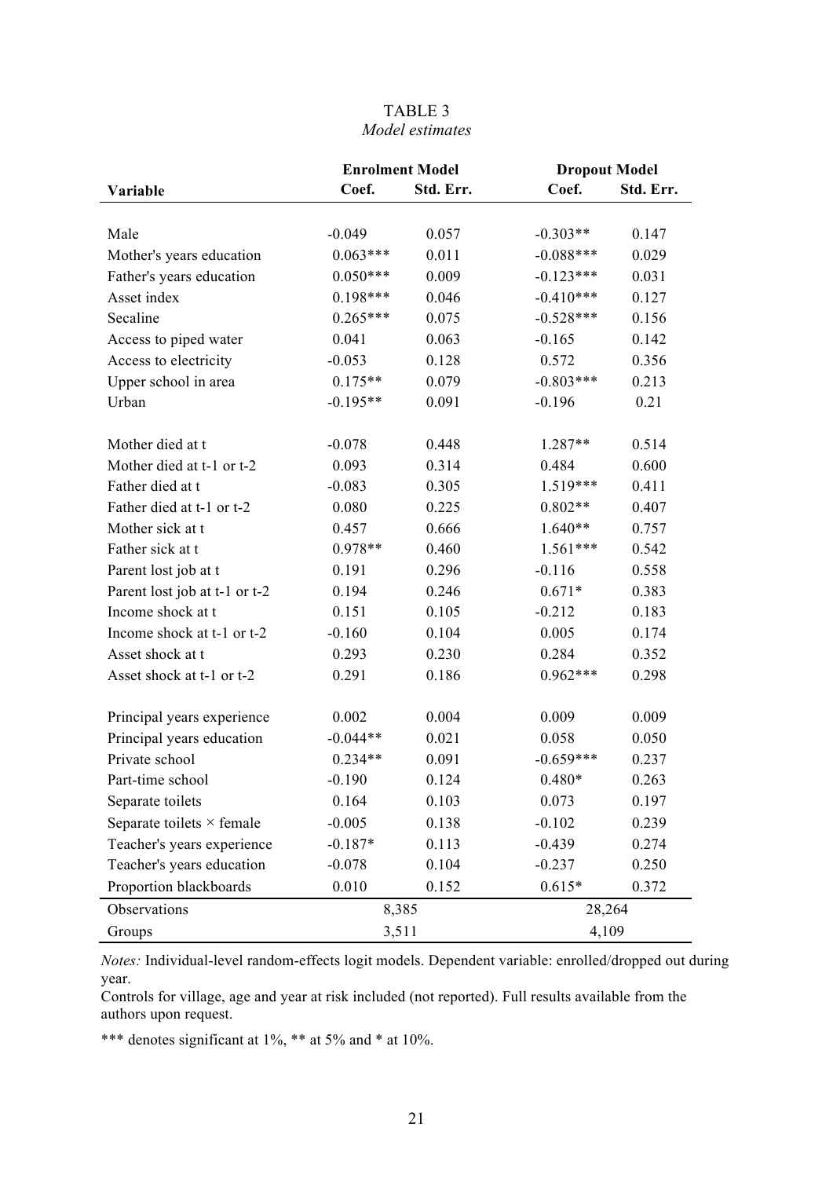TABLE 3
*Model estimates*

| Variable | Enrolment Model Coef. | Enrolment Model Std. Err. | Dropout Model Coef. | Dropout Model Std. Err. |
|---|---|---|---|---|
| Male | -0.049 | 0.057 | -0.303** | 0.147 |
| Mother's years education | 0.063*** | 0.011 | -0.088*** | 0.029 |
| Father's years education | 0.050*** | 0.009 | -0.123*** | 0.031 |
| Asset index | 0.198*** | 0.046 | -0.410*** | 0.127 |
| Secaline | 0.265*** | 0.075 | -0.528*** | 0.156 |
| Access to piped water | 0.041 | 0.063 | -0.165 | 0.142 |
| Access to electricity | -0.053 | 0.128 | 0.572 | 0.356 |
| Upper school in area | 0.175** | 0.079 | -0.803*** | 0.213 |
| Urban | -0.195** | 0.091 | -0.196 | 0.21 |
| Mother died at t | -0.078 | 0.448 | 1.287** | 0.514 |
| Mother died at t-1 or t-2 | 0.093 | 0.314 | 0.484 | 0.600 |
| Father died at t | -0.083 | 0.305 | 1.519*** | 0.411 |
| Father died at t-1 or t-2 | 0.080 | 0.225 | 0.802** | 0.407 |
| Mother sick at t | 0.457 | 0.666 | 1.640** | 0.757 |
| Father sick at t | 0.978** | 0.460 | 1.561*** | 0.542 |
| Parent lost job at t | 0.191 | 0.296 | -0.116 | 0.558 |
| Parent lost job at t-1 or t-2 | 0.194 | 0.246 | 0.671* | 0.383 |
| Income shock at t | 0.151 | 0.105 | -0.212 | 0.183 |
| Income shock at t-1 or t-2 | -0.160 | 0.104 | 0.005 | 0.174 |
| Asset shock at t | 0.293 | 0.230 | 0.284 | 0.352 |
| Asset shock at t-1 or t-2 | 0.291 | 0.186 | 0.962*** | 0.298 |
| Principal years experience | 0.002 | 0.004 | 0.009 | 0.009 |
| Principal years education | -0.044** | 0.021 | 0.058 | 0.050 |
| Private school | 0.234** | 0.091 | -0.659*** | 0.237 |
| Part-time school | -0.190 | 0.124 | 0.480* | 0.263 |
| Separate toilets | 0.164 | 0.103 | 0.073 | 0.197 |
| Separate toilets × female | -0.005 | 0.138 | -0.102 | 0.239 |
| Teacher's years experience | -0.187* | 0.113 | -0.439 | 0.274 |
| Teacher's years education | -0.078 | 0.104 | -0.237 | 0.250 |
| Proportion blackboards | 0.010 | 0.152 | 0.615* | 0.372 |
| Observations | 8,385 | | 28,264 | |
| Groups | 3,511 | | 4,109 | |

*Notes:* Individual-level random-effects logit models. Dependent variable: enrolled/dropped out during year.

Controls for village, age and year at risk included (not reported). Full results available from the authors upon request.

*** denotes significant at 1%, ** at 5% and * at 10%.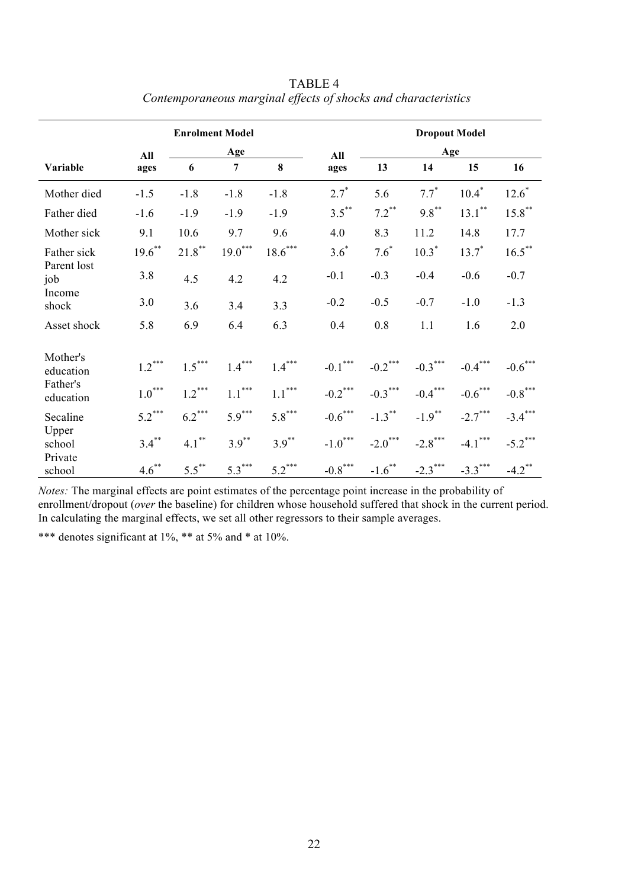TABLE 4

*Contemporaneous marginal effects of shocks and characteristics*

| | **Enrolment Model** | | | | **Dropout Model** | | | | |
|---|---|---|---|---|---|---|---|---|---|
| | **All** | **Age** | | | **All** | **Age** | | | |
| **Variable** | **ages** | **6** | **7** | **8** | **ages** | **13** | **14** | **15** | **16** |
| Mother died | -1.5 | -1.8 | -1.8 | -1.8 | 2.7* | 5.6 | 7.7* | 10.4* | 12.6* |
| Father died | -1.6 | -1.9 | -1.9 | -1.9 | 3.5** | 7.2** | 9.8** | 13.1** | 15.8** |
| Mother sick | 9.1 | 10.6 | 9.7 | 9.6 | 4.0 | 8.3 | 11.2 | 14.8 | 17.7 |
| Father sick | 19.6** | 21.8** | 19.0*** | 18.6*** | 3.6* | 7.6* | 10.3* | 13.7* | 16.5** |
| Parent lost job | 3.8 | 4.5 | 4.2 | 4.2 | -0.1 | -0.3 | -0.4 | -0.6 | -0.7 |
| Income shock | 3.0 | 3.6 | 3.4 | 3.3 | -0.2 | -0.5 | -0.7 | -1.0 | -1.3 |
| Asset shock | 5.8 | 6.9 | 6.4 | 6.3 | 0.4 | 0.8 | 1.1 | 1.6 | 2.0 |
| Mother's education | 1.2*** | 1.5*** | 1.4*** | 1.4*** | -0.1*** | -0.2*** | -0.3*** | -0.4*** | -0.6*** |
| Father's education | 1.0*** | 1.2*** | 1.1*** | 1.1*** | -0.2*** | -0.3*** | -0.4*** | -0.6*** | -0.8*** |
| Secaline | 5.2*** | 6.2*** | 5.9*** | 5.8*** | -0.6*** | -1.3** | -1.9** | -2.7*** | -3.4*** |
| Upper school | 3.4** | 4.1** | 3.9** | 3.9** | -1.0*** | -2.0*** | -2.8*** | -4.1*** | -5.2*** |
| Private school | 4.6** | 5.5** | 5.3*** | 5.2*** | -0.8*** | -1.6** | -2.3*** | -3.3*** | -4.2** |

*Notes:* The marginal effects are point estimates of the percentage point increase in the probability of enrollment/dropout (*over* the baseline) for children whose household suffered that shock in the current period. In calculating the marginal effects, we set all other regressors to their sample averages.

*** denotes significant at 1%, ** at 5% and * at 10%.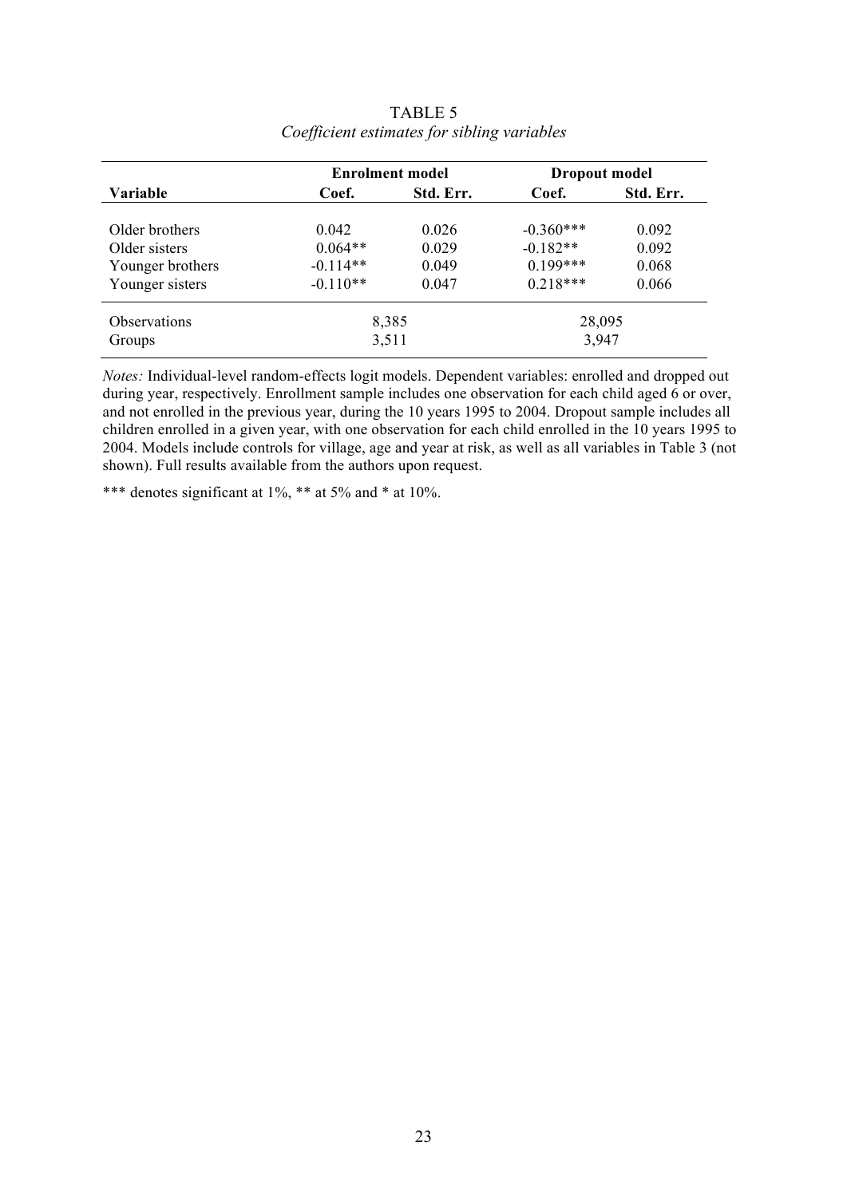TABLE 5

*Coefficient estimates for sibling variables*

| Variable | Enrolment model | | Dropout model | |
|---|---|---|---|---|
| | Coef. | Std. Err. | Coef. | Std. Err. |
| Older brothers | 0.042 | 0.026 | -0.360*** | 0.092 |
| Older sisters | 0.064** | 0.029 | -0.182** | 0.092 |
| Younger brothers | -0.114** | 0.049 | 0.199*** | 0.068 |
| Younger sisters | -0.110** | 0.047 | 0.218*** | 0.066 |
| Observations | 8,385 | | 28,095 | |
| Groups | 3,511 | | 3,947 | |

*Notes:* Individual-level random-effects logit models. Dependent variables: enrolled and dropped out during year, respectively. Enrollment sample includes one observation for each child aged 6 or over, and not enrolled in the previous year, during the 10 years 1995 to 2004. Dropout sample includes all children enrolled in a given year, with one observation for each child enrolled in the 10 years 1995 to 2004. Models include controls for village, age and year at risk, as well as all variables in Table 3 (not shown). Full results available from the authors upon request.

*** denotes significant at 1%, ** at 5% and * at 10%.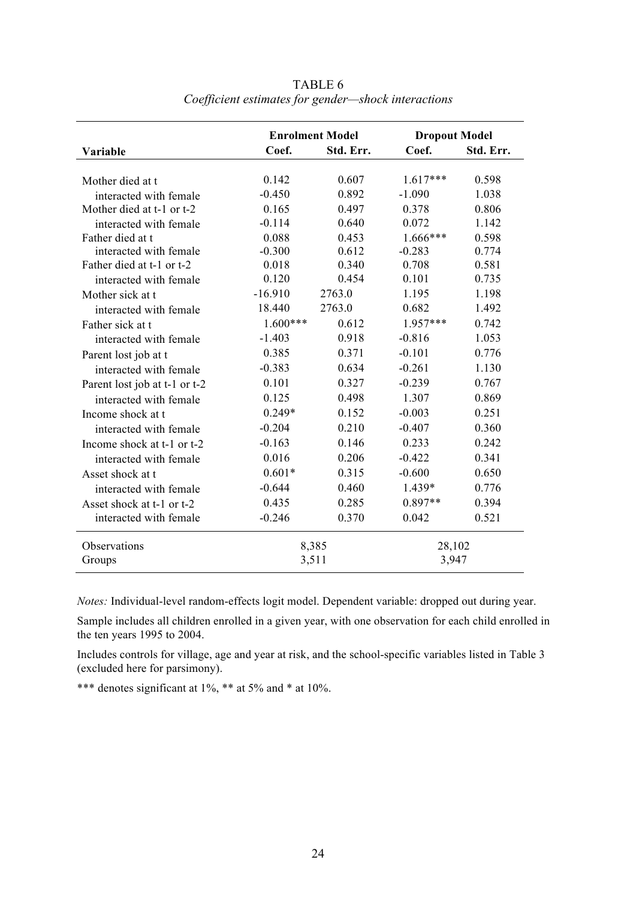TABLE 6

*Coefficient estimates for gender—shock interactions*

| Variable | Enrolment Model | | Dropout Model | |
|---|---|---|---|---|
| | Coef. | Std. Err. | Coef. | Std. Err. |
| Mother died at t | 0.142 | 0.607 | 1.617*** | 0.598 |
| interacted with female | -0.450 | 0.892 | -1.090 | 1.038 |
| Mother died at t-1 or t-2 | 0.165 | 0.497 | 0.378 | 0.806 |
| interacted with female | -0.114 | 0.640 | 0.072 | 1.142 |
| Father died at t | 0.088 | 0.453 | 1.666*** | 0.598 |
| interacted with female | -0.300 | 0.612 | -0.283 | 0.774 |
| Father died at t-1 or t-2 | 0.018 | 0.340 | 0.708 | 0.581 |
| interacted with female | 0.120 | 0.454 | 0.101 | 0.735 |
| Mother sick at t | -16.910 | 2763.0 | 1.195 | 1.198 |
| interacted with female | 18.440 | 2763.0 | 0.682 | 1.492 |
| Father sick at t | 1.600*** | 0.612 | 1.957*** | 0.742 |
| interacted with female | -1.403 | 0.918 | -0.816 | 1.053 |
| Parent lost job at t | 0.385 | 0.371 | -0.101 | 0.776 |
| interacted with female | -0.383 | 0.634 | -0.261 | 1.130 |
| Parent lost job at t-1 or t-2 | 0.101 | 0.327 | -0.239 | 0.767 |
| interacted with female | 0.125 | 0.498 | 1.307 | 0.869 |
| Income shock at t | 0.249* | 0.152 | -0.003 | 0.251 |
| interacted with female | -0.204 | 0.210 | -0.407 | 0.360 |
| Income shock at t-1 or t-2 | -0.163 | 0.146 | 0.233 | 0.242 |
| interacted with female | 0.016 | 0.206 | -0.422 | 0.341 |
| Asset shock at t | 0.601* | 0.315 | -0.600 | 0.650 |
| interacted with female | -0.644 | 0.460 | 1.439* | 0.776 |
| Asset shock at t-1 or t-2 | 0.435 | 0.285 | 0.897** | 0.394 |
| interacted with female | -0.246 | 0.370 | 0.042 | 0.521 |
| Observations | 8,385 | | 28,102 | |
| Groups | 3,511 | | 3,947 | |

*Notes:* Individual-level random-effects logit model. Dependent variable: dropped out during year.

Sample includes all children enrolled in a given year, with one observation for each child enrolled in the ten years 1995 to 2004.

Includes controls for village, age and year at risk, and the school-specific variables listed in Table 3 (excluded here for parsimony).

*** denotes significant at 1%, ** at 5% and * at 10%.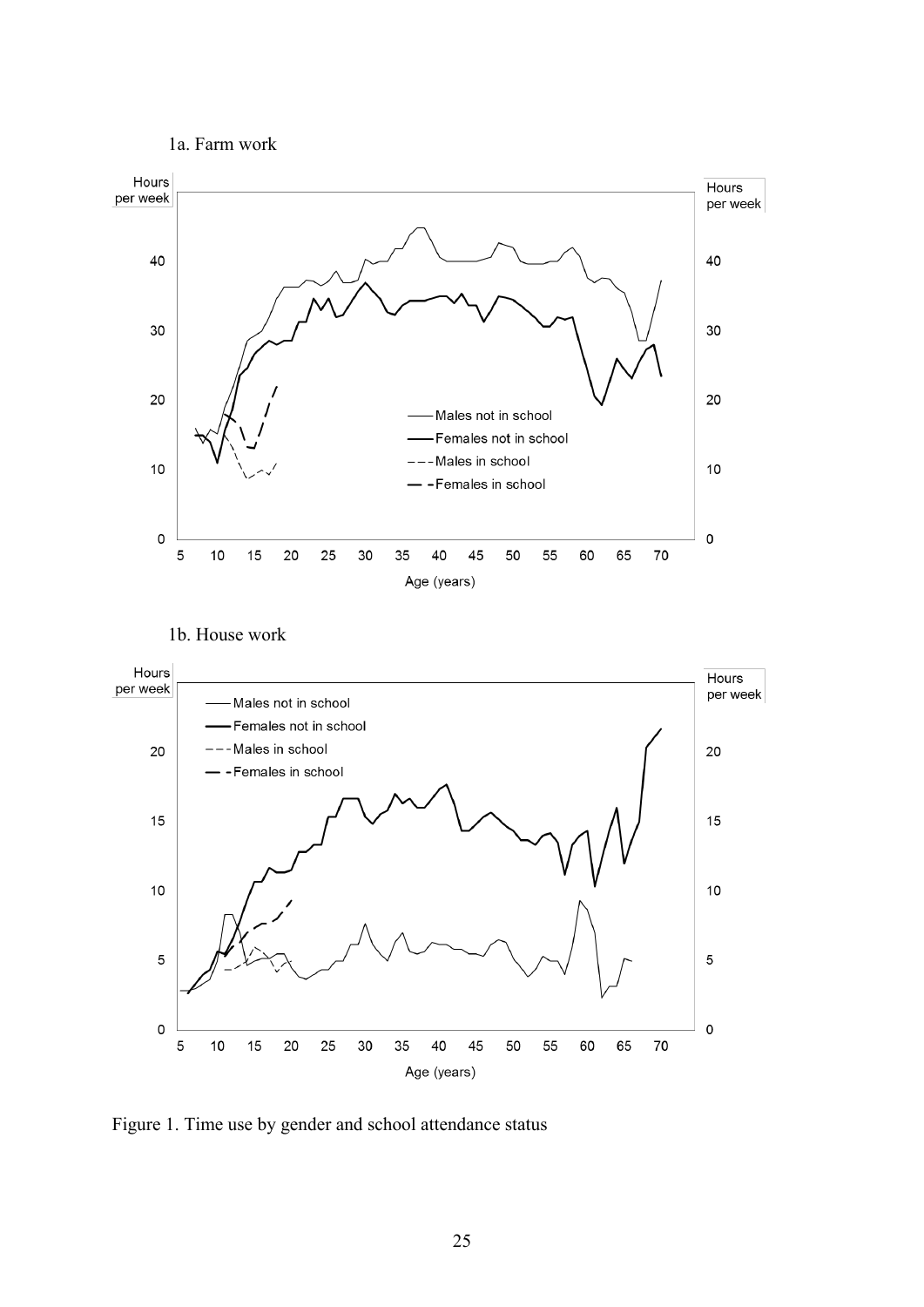1a. Farm work

1b. House work

Figure 1. Time use by gender and school attendance status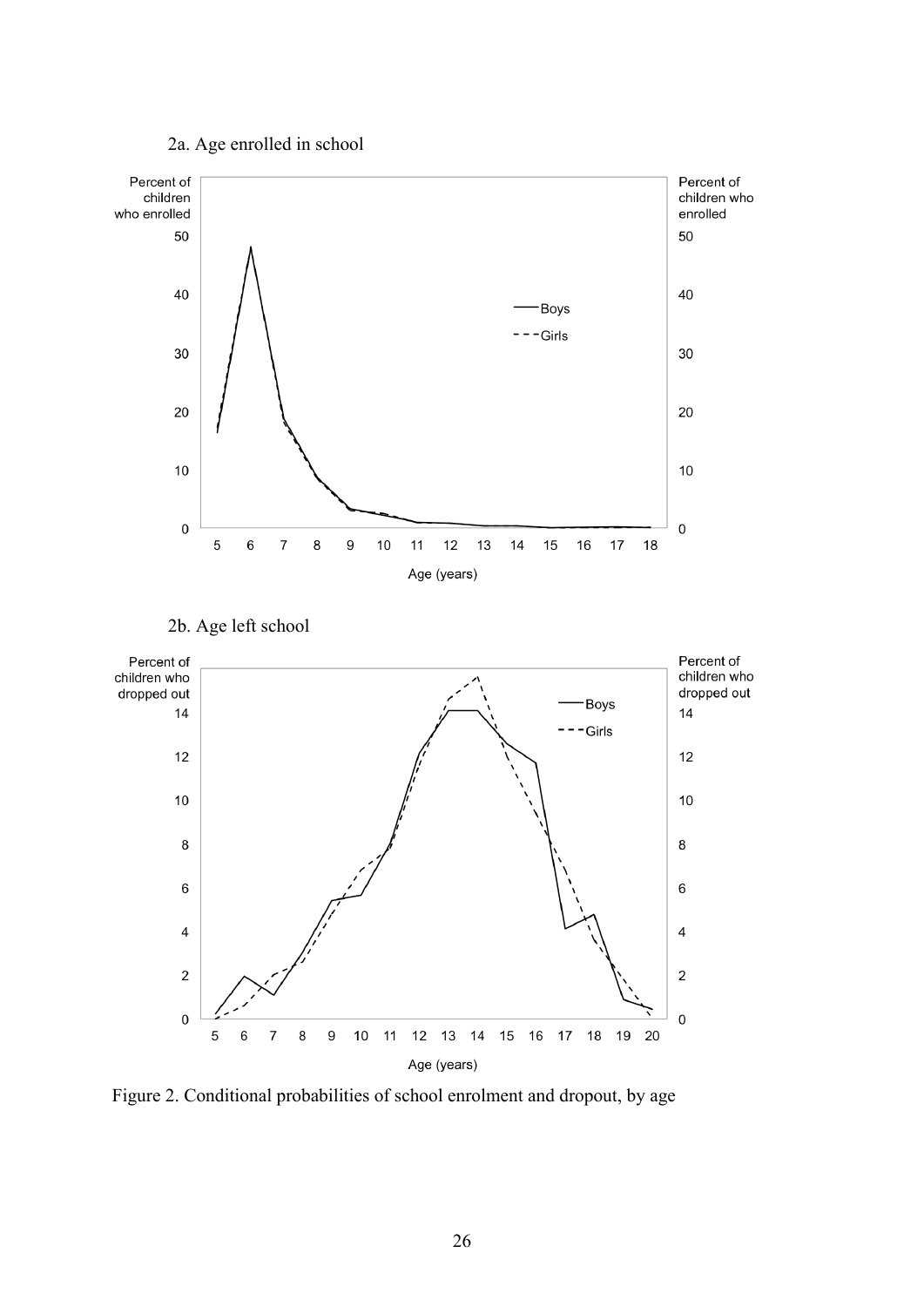2a. Age enrolled in school

Percent of children who enrolled

50
40
30
20
10
0

Boys
Girls

5 6 7 8 9 10 11 12 13 14 15 16 17 18

Age (years)

2b. Age left school

Percent of children who dropped out

14
12
10
8
6
4
2
0

Boys
Girls

5 6 7 8 9 10 11 12 13 14 15 16 17 18 19 20

Age (years)

Figure 2. Conditional probabilities of school enrolment and dropout, by age